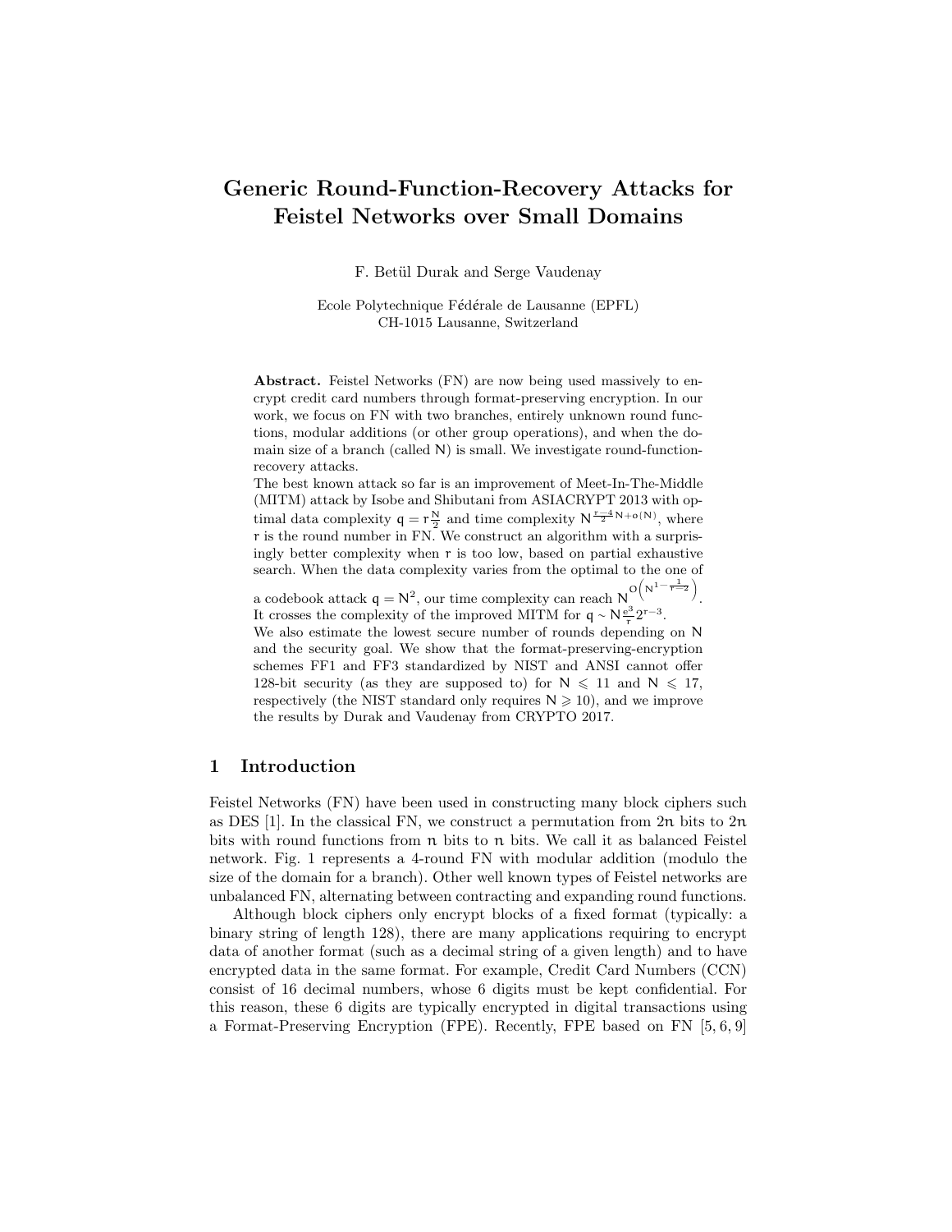# Generic Round-Function-Recovery Attacks for Feistel Networks over Small Domains

F. Betül Durak and Serge Vaudenay

Ecole Polytechnique Fédérale de Lausanne (EPFL)
CH-1015 Lausanne, Switzerland

**Abstract.** Feistel Networks (FN) are now being used massively to encrypt credit card numbers through format-preserving encryption. In our work, we focus on FN with two branches, entirely unknown round functions, modular additions (or other group operations), and when the domain size of a branch (called $\mathsf{N}$) is small. We investigate round-function-recovery attacks.

The best known attack so far is an improvement of Meet-In-The-Middle (MITM) attack by Isobe and Shibutani from ASIACRYPT 2013 with optimal data complexity $\mathsf{q} = \mathsf{r}\frac{\mathsf{N}}{2}$ and time complexity $\mathsf{N}^{\frac{\mathsf{r}-4}{2}\mathsf{N}+o(\mathsf{N})}$, where $\mathsf{r}$ is the round number in FN. We construct an algorithm with a surprisingly better complexity when $\mathsf{r}$ is too low, based on partial exhaustive search. When the data complexity varies from the optimal to the one of a codebook attack $\mathsf{q} = \mathsf{N}^2$, our time complexity can reach $\mathsf{N}^{O\left(\mathsf{N}^{1-\frac{1}{\mathsf{r}-2}}\right)}$. It crosses the complexity of the improved MITM for $\mathsf{q} \sim \mathsf{N}\frac{e^3}{\mathsf{r}}2^{\mathsf{r}-3}$.

We also estimate the lowest secure number of rounds depending on $\mathsf{N}$ and the security goal. We show that the format-preserving-encryption schemes FF1 and FF3 standardized by NIST and ANSI cannot offer 128-bit security (as they are supposed to) for $\mathsf{N} \leqslant 11$ and $\mathsf{N} \leqslant 17$, respectively (the NIST standard only requires $\mathsf{N} \geqslant 10$), and we improve the results by Durak and Vaudenay from CRYPTO 2017.

## 1 Introduction

Feistel Networks (FN) have been used in constructing many block ciphers such as DES [1]. In the classical FN, we construct a permutation from $2n$ bits to $2n$ bits with round functions from $n$ bits to $n$ bits. We call it as balanced Feistel network. Fig. 1 represents a 4-round FN with modular addition (modulo the size of the domain for a branch). Other well known types of Feistel networks are unbalanced FN, alternating between contracting and expanding round functions.

Although block ciphers only encrypt blocks of a fixed format (typically: a binary string of length 128), there are many applications requiring to encrypt data of another format (such as a decimal string of a given length) and to have encrypted data in the same format. For example, Credit Card Numbers (CCN) consist of 16 decimal numbers, whose 6 digits must be kept confidential. For this reason, these 6 digits are typically encrypted in digital transactions using a Format-Preserving Encryption (FPE). Recently, FPE based on FN [5, 6, 9]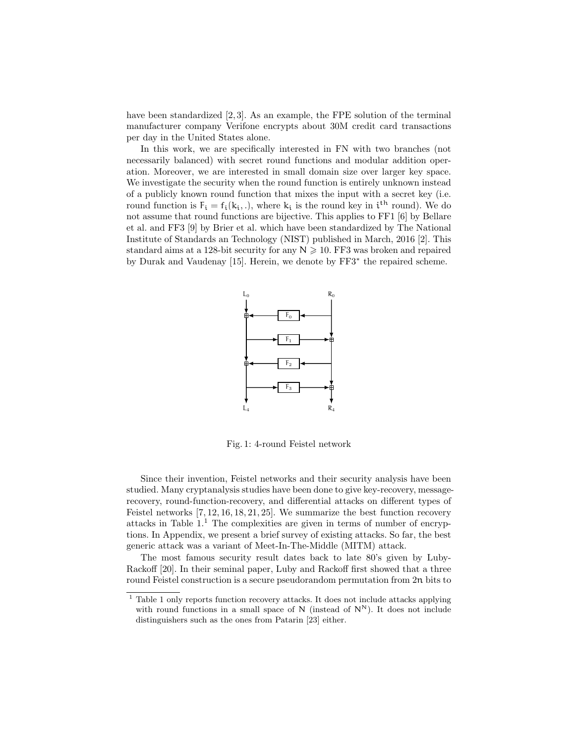have been standardized [2,3]. As an example, the FPE solution of the terminal manufacturer company Verifone encrypts about 30M credit card transactions per day in the United States alone.

In this work, we are specifically interested in FN with two branches (not necessarily balanced) with secret round functions and modular addition operation. Moreover, we are interested in small domain size over larger key space. We investigate the security when the round function is entirely unknown instead of a publicly known round function that mixes the input with a secret key (i.e. round function is $F_i = f_i(k_i, .)$, where $k_i$ is the round key in $i^{th}$ round). We do not assume that round functions are bijective. This applies to FF1 [6] by Bellare et al. and FF3 [9] by Brier et al. which have been standardized by The National Institute of Standards an Technology (NIST) published in March, 2016 [2]. This standard aims at a 128-bit security for any $N \geqslant 10$. FF3 was broken and repaired by Durak and Vaudenay [15]. Herein, we denote by FF3* the repaired scheme.

Fig. 1: 4-round Feistel network

Since their invention, Feistel networks and their security analysis have been studied. Many cryptanalysis studies have been done to give key-recovery, message-recovery, round-function-recovery, and differential attacks on different types of Feistel networks [7,12,16,18,21,25]. We summarize the best function recovery attacks in Table 1.[1] The complexities are given in terms of number of encryptions. In Appendix, we present a brief survey of existing attacks. So far, the best generic attack was a variant of Meet-In-The-Middle (MITM) attack.

The most famous security result dates back to late 80's given by Luby-Rackoff [20]. In their seminal paper, Luby and Rackoff first showed that a three round Feistel construction is a secure pseudorandom permutation from $2n$ bits to

[1] Table 1 only reports function recovery attacks. It does not include attacks applying with round functions in a small space of $N$ (instead of $N^N$). It does not include distinguishers such as the ones from Patarin [23] either.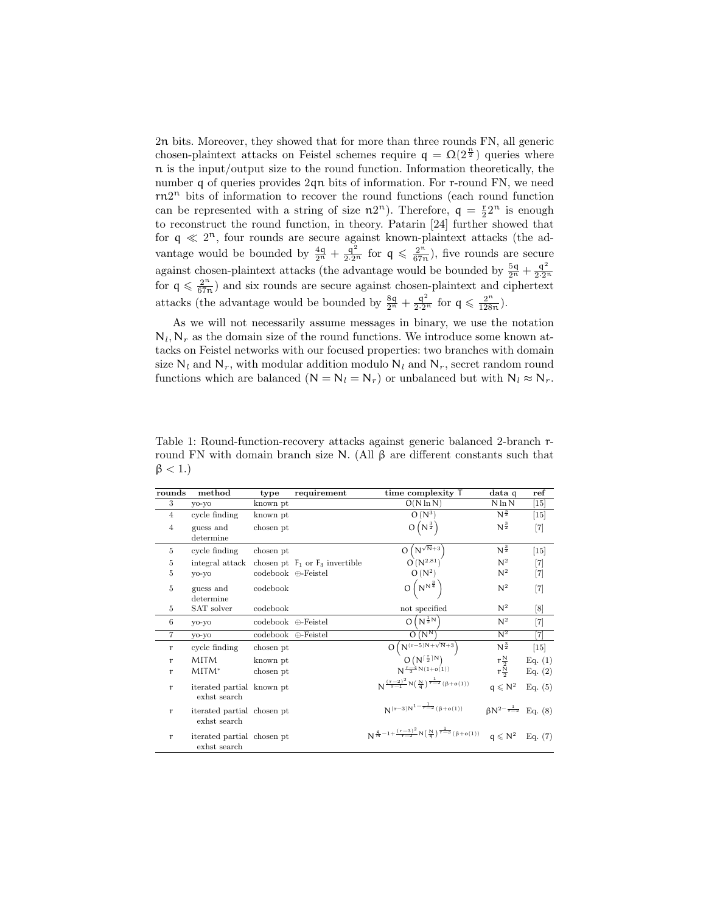$2n$ bits. Moreover, they showed that for more than three rounds FN, all generic chosen-plaintext attacks on Feistel schemes require $q = \Omega(2^{\frac{n}{2}})$ queries where $n$ is the input/output size to the round function. Information theoretically, the number $q$ of queries provides $2qn$ bits of information. For $r$-round FN, we need $rn2^n$ bits of information to recover the round functions (each round function can be represented with a string of size $n2^n$). Therefore, $q = \frac{r}{2}2^n$ is enough to reconstruct the round function, in theory. Patarin [24] further showed that for $q \ll 2^n$, four rounds are secure against known-plaintext attacks (the advantage would be bounded by $\frac{4q}{2^n} + \frac{q^2}{2 \cdot 2^n}$ for $q \leqslant \frac{2^n}{67n}$), five rounds are secure against chosen-plaintext attacks (the advantage would be bounded by $\frac{5q}{2^n} + \frac{q^2}{2 \cdot 2^n}$ for $q \leqslant \frac{2^n}{67n}$) and six rounds are secure against chosen-plaintext and ciphertext attacks (the advantage would be bounded by $\frac{8q}{2^n} + \frac{q^2}{2 \cdot 2^n}$ for $q \leqslant \frac{2^n}{128n}$).

As we will not necessarily assume messages in binary, we use the notation $N_l, N_r$ as the domain size of the round functions. We introduce some known attacks on Feistel networks with our focused properties: two branches with domain size $N_l$ and $N_r$, with modular addition modulo $N_l$ and $N_r$, secret random round functions which are balanced ($N = N_l = N_r$) or unbalanced but with $N_l \approx N_r$.

Table 1: Round-function-recovery attacks against generic balanced 2-branch $r$-round FN with domain branch size $N$. (All $\beta$ are different constants such that $\beta < 1$.)

| rounds | method | type | requirement | time complexity $T$ | data $q$ | ref |
|---|---|---|---|---|---|---|
| 3 | yo-yo | known pt | | $O(N \ln N)$ | $N \ln N$ | [15] |
| 4 | cycle finding | known pt | | $O(N^3)$ | $N^{\frac{3}{2}}$ | [15] |
| 4 | guess and determine | chosen pt | | $O\left(N^{\frac{3}{2}}\right)$ | $N^{\frac{3}{2}}$ | [7] |
| 5 | cycle finding | chosen pt | | $O\left(N^{\sqrt{N}+3}\right)$ | $N^{\frac{3}{2}}$ | [15] |
| 5 | integral attack | chosen pt | $F_1$ or $F_3$ invertible | $O(N^{2.81})$ | $N^2$ | [7] |
| 5 | yo-yo | codebook | $\oplus$-Feistel | $O(N^2)$ | $N^2$ | [7] |
| 5 | guess and determine | codebook | | $O\left(N^{N^{\frac{3}{4}}}\right)$ | $N^2$ | [7] |
| 5 | SAT solver | codebook | | not specified | $N^2$ | [8] |
| 6 | yo-yo | codebook | $\oplus$-Feistel | $O\left(N^{\frac{1}{2}N}\right)$ | $N^2$ | [7] |
| 7 | yo-yo | codebook | $\oplus$-Feistel | $O(N^N)$ | $N^2$ | [7] |
| $r$ | cycle finding | chosen pt | | $O\left(N^{(r-5)N+\sqrt{N}+3}\right)$ | $N^{\frac{3}{2}}$ | [15] |
| $r$ | MITM | known pt | | $O\left(N^{\lceil \frac{r}{2} \rceil N}\right)$ | $r\frac{N}{2}$ | Eq. (1) |
| $r$ | MITM* | chosen pt | | $N^{\frac{r-4}{2}N(1+o(1))}$ | $r\frac{N}{2}$ | Eq. (2) |
| $r$ | iterated partial exhst search | known pt | | $N^{\frac{(r-2)^2}{r-1}N\left(\frac{N}{q}\right)^{\frac{1}{r-2}}(\beta+o(1))}$ | $q \leqslant N^2$ | Eq. (5) |
| $r$ | iterated partial exhst search | chosen pt | | $N^{(r-3)N^{1-\frac{1}{r-2}}(\beta+o(1))}$ | $\beta N^{2-\frac{1}{r-2}}$ | Eq. (8) |
| $r$ | iterated partial exhst search | chosen pt | | $N^{\frac{q}{N}-1+\frac{(r-3)^2}{r-2}N\left(\frac{N}{q}\right)^{\frac{1}{r-3}}(\beta+o(1))}$ | $q \leqslant N^2$ | Eq. (7) |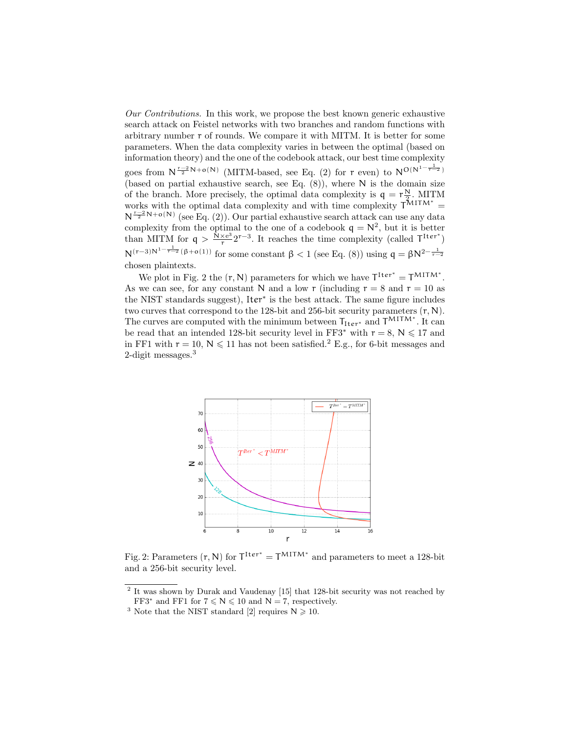*Our Contributions.* In this work, we propose the best known generic exhaustive search attack on Feistel networks with two branches and random functions with arbitrary number $r$ of rounds. We compare it with MITM. It is better for some parameters. When the data complexity varies in between the optimal (based on information theory) and the one of the codebook attack, our best time complexity goes from $N^{\frac{r-2}{2}N+o(N)}$ (MITM-based, see Eq. (2) for $r$ even) to $N^{O(N^{1-\frac{1}{r-2}})}$ (based on partial exhaustive search, see Eq. (8)), where $N$ is the domain size of the branch. More precisely, the optimal data complexity is $q = r\frac{N}{2}$. MITM works with the optimal data complexity and with time complexity $T^{\mathsf{MITM}^*} = N^{\frac{r-2}{2}N+o(N)}$ (see Eq. (2)). Our partial exhaustive search attack can use any data complexity from the optimal to the one of a codebook $q = N^2$, but it is better than MITM for $q > \frac{N \times e^3}{r} 2^{r-3}$. It reaches the time complexity (called $T^{\mathsf{Iter}^*}$) $N^{(r-3)N^{1-\frac{1}{r-2}}(\beta+o(1))}$ for some constant $\beta < 1$ (see Eq. (8)) using $q = \beta N^{2-\frac{1}{r-2}}$ chosen plaintexts.

We plot in Fig. 2 the $(r, N)$ parameters for which we have $T^{\mathsf{Iter}^*} = T^{\mathsf{MITM}^*}$. As we can see, for any constant $N$ and a low $r$ (including $r = 8$ and $r = 10$ as the NIST standards suggest), $\mathsf{Iter}^*$ is the best attack. The same figure includes two curves that correspond to the 128-bit and 256-bit security parameters $(r, N)$. The curves are computed with the minimum between $T_{\mathsf{Iter}^*}$ and $T^{\mathsf{MITM}^*}$. It can be read that an intended 128-bit security level in FF3* with $r = 8$, $N \leqslant 17$ and in FF1 with $r = 10$, $N \leqslant 11$ has not been satisfied.[2] E.g., for 6-bit messages and 2-digit messages.[3]

Fig. 2: Parameters $(r, N)$ for $T^{\mathsf{Iter}^*} = T^{\mathsf{MITM}^*}$ and parameters to meet a 128-bit and a 256-bit security level.

---

[2] It was shown by Durak and Vaudenay [15] that 128-bit security was not reached by FF3* and FF1 for $7 \leqslant N \leqslant 10$ and $N = 7$, respectively.

[3] Note that the NIST standard [2] requires $N \geqslant 10$.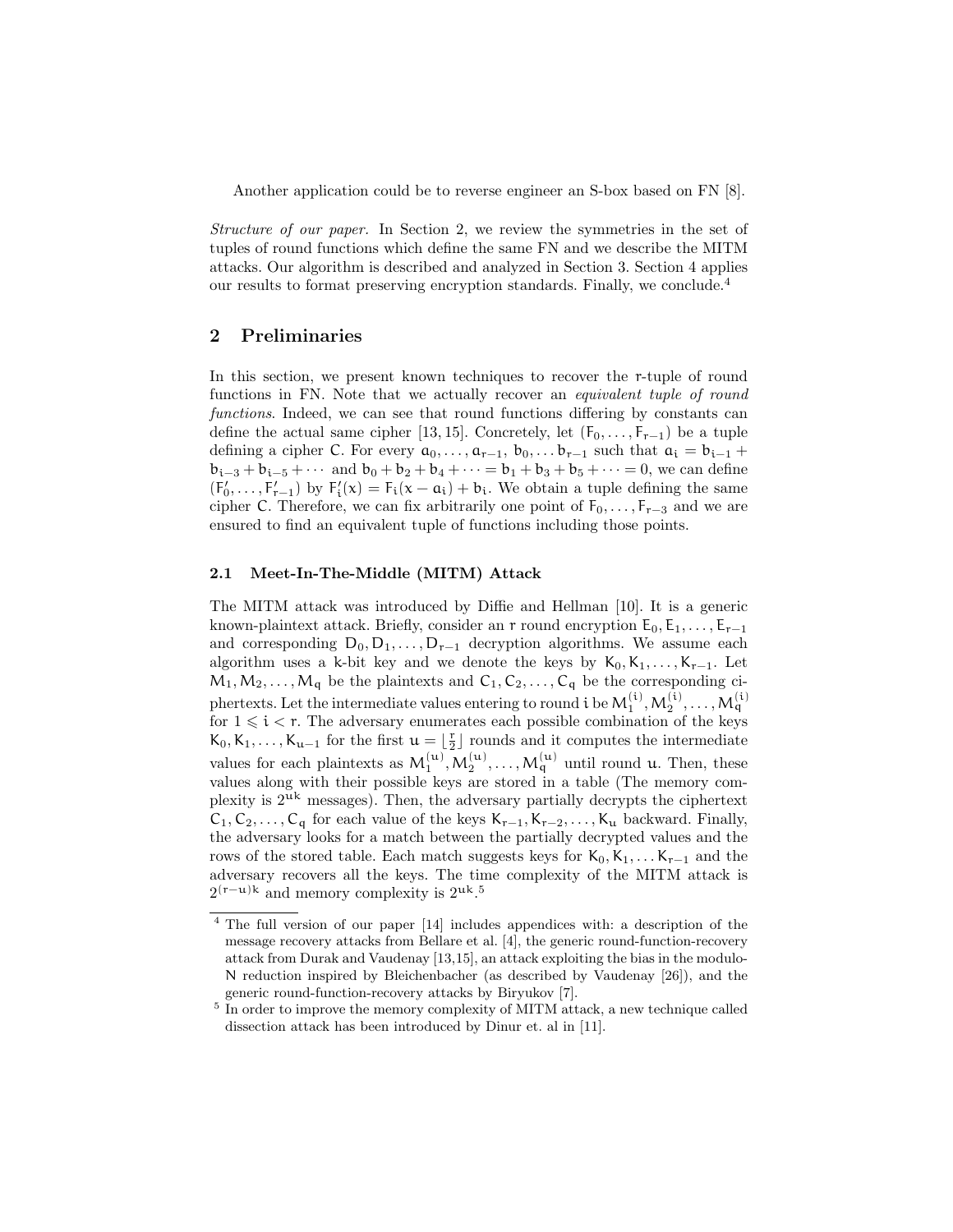Another application could be to reverse engineer an S-box based on FN [8].

*Structure of our paper.* In Section 2, we review the symmetries in the set of tuples of round functions which define the same FN and we describe the MITM attacks. Our algorithm is described and analyzed in Section 3. Section 4 applies our results to format preserving encryption standards. Finally, we conclude.[4]

## 2 Preliminaries

In this section, we present known techniques to recover the r-tuple of round functions in FN. Note that we actually recover an *equivalent tuple of round functions*. Indeed, we can see that round functions differing by constants can define the actual same cipher [13, 15]. Concretely, let $(F_0, \ldots, F_{r-1})$ be a tuple defining a cipher C. For every $a_0, \ldots, a_{r-1}, b_0, \ldots b_{r-1}$ such that $a_i = b_{i-1} + b_{i-3} + b_{i-5} + \cdots$ and $b_0 + b_2 + b_4 + \cdots = b_1 + b_3 + b_5 + \cdots = 0$, we can define $(F'_0, \ldots, F'_{r-1})$ by $F'_i(x) = F_i(x - a_i) + b_i$. We obtain a tuple defining the same cipher C. Therefore, we can fix arbitrarily one point of $F_0, \ldots, F_{r-3}$ and we are ensured to find an equivalent tuple of functions including those points.

### 2.1 Meet-In-The-Middle (MITM) Attack

The MITM attack was introduced by Diffie and Hellman [10]. It is a generic known-plaintext attack. Briefly, consider an r round encryption $E_0, E_1, \ldots, E_{r-1}$ and corresponding $D_0, D_1, \ldots, D_{r-1}$ decryption algorithms. We assume each algorithm uses a k-bit key and we denote the keys by $K_0, K_1, \ldots, K_{r-1}$. Let $M_1, M_2, \ldots, M_q$ be the plaintexts and $C_1, C_2, \ldots, C_q$ be the corresponding ciphertexts. Let the intermediate values entering to round i be $M_1^{(i)}, M_2^{(i)}, \ldots, M_q^{(i)}$ for $1 \leqslant i < r$. The adversary enumerates each possible combination of the keys $K_0, K_1, \ldots, K_{u-1}$ for the first $u = \lfloor \frac{r}{2} \rfloor$ rounds and it computes the intermediate values for each plaintexts as $M_1^{(u)}, M_2^{(u)}, \ldots, M_q^{(u)}$ until round u. Then, these values along with their possible keys are stored in a table (The memory complexity is $2^{uk}$ messages). Then, the adversary partially decrypts the ciphertext $C_1, C_2, \ldots, C_q$ for each value of the keys $K_{r-1}, K_{r-2}, \ldots, K_u$ backward. Finally, the adversary looks for a match between the partially decrypted values and the rows of the stored table. Each match suggests keys for $K_0, K_1, \ldots K_{r-1}$ and the adversary recovers all the keys. The time complexity of the MITM attack is $2^{(r-u)k}$ and memory complexity is $2^{uk}$.[5]

[4] The full version of our paper [14] includes appendices with: a description of the message recovery attacks from Bellare et al. [4], the generic round-function-recovery attack from Durak and Vaudenay [13,15], an attack exploiting the bias in the modulo-N reduction inspired by Bleichenbacher (as described by Vaudenay [26]), and the generic round-function-recovery attacks by Biryukov [7].

[5] In order to improve the memory complexity of MITM attack, a new technique called dissection attack has been introduced by Dinur et. al in [11].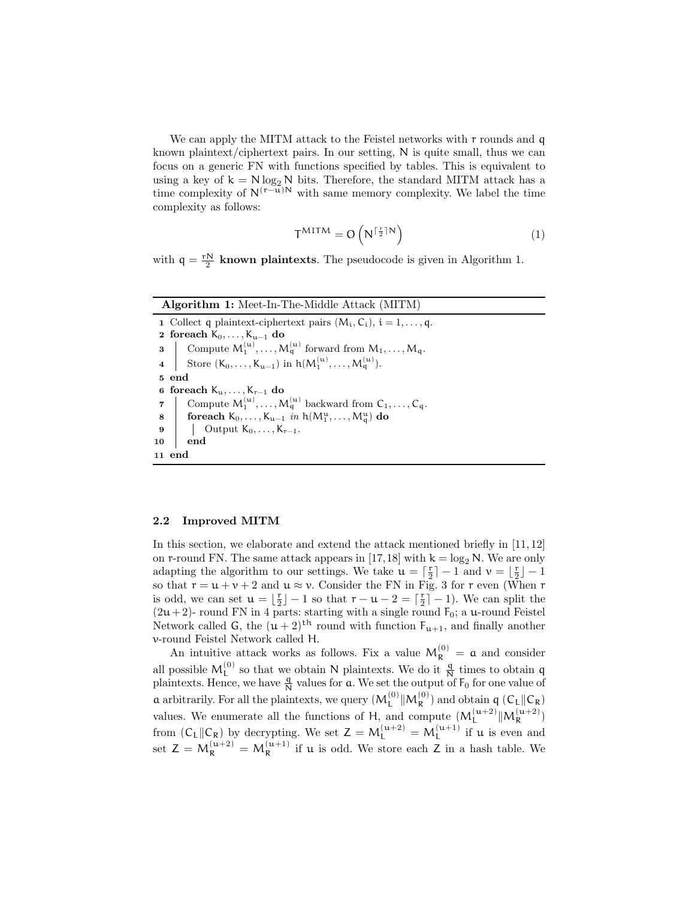We can apply the MITM attack to the Feistel networks with $r$ rounds and $q$ known plaintext/ciphertext pairs. In our setting, $N$ is quite small, thus we can focus on a generic FN with functions specified by tables. This is equivalent to using a key of $k = N \log_2 N$ bits. Therefore, the standard MITM attack has a time complexity of $N^{(r-u)N}$ with same memory complexity. We label the time complexity as follows:

$$T^{MITM} = O\left(N^{\lceil \frac{r}{2} \rceil N}\right) \tag{1}$$

with $q = \frac{rN}{2}$ **known plaintexts**. The pseudocode is given in Algorithm 1.

**Algorithm 1:** Meet-In-The-Middle Attack (MITM)

```
1  Collect q plaintext-ciphertext pairs (M_i, C_i), i = 1, ..., q.
2  foreach K_0, ..., K_{u-1} do
3  |   Compute M_1^(u), ..., M_q^(u) forward from M_1, ..., M_q.
4  |   Store (K_0, ..., K_{u-1}) in h(M_1^(u), ..., M_q^(u)).
5  end
6  foreach K_u, ..., K_{r-1} do
7  |   Compute M_1^(u), ..., M_q^(u) backward from C_1, ..., C_q.
8  |   foreach K_0, ..., K_{u-1} in h(M_1^u, ..., M_q^u) do
9  |   |   Output K_0, ..., K_{r-1}.
10 |   end
11 end
```

### 2.2 Improved MITM

In this section, we elaborate and extend the attack mentioned briefly in [11,12] on r-round FN. The same attack appears in [17,18] with $k = \log_2 N$. We are only adapting the algorithm to our settings. We take $u = \lceil \frac{r}{2} \rceil - 1$ and $v = \lfloor \frac{r}{2} \rfloor - 1$ so that $r = u + v + 2$ and $u \approx v$. Consider the FN in Fig. 3 for $r$ even (When $r$ is odd, we can set $u = \lfloor \frac{r}{2} \rfloor - 1$ so that $r - u - 2 = \lceil \frac{r}{2} \rceil - 1$). We can split the $(2u+2)$- round FN in 4 parts: starting with a single round $F_0$; a $u$-round Feistel Network called $G$, the $(u+2)^{\text{th}}$ round with function $F_{u+1}$, and finally another $v$-round Feistel Network called $H$.

An intuitive attack works as follows. Fix a value $M_R^{(0)} = a$ and consider all possible $M_L^{(0)}$ so that we obtain $N$ plaintexts. We do it $\frac{q}{N}$ times to obtain $q$ plaintexts. Hence, we have $\frac{q}{N}$ values for $a$. We set the output of $F_0$ for one value of $a$ arbitrarily. For all the plaintexts, we query $(M_L^{(0)} \| M_R^{(0)})$ and obtain $q$ $(C_L \| C_R)$ values. We enumerate all the functions of $H$, and compute $(M_L^{(u+2)} \| M_R^{(u+2)})$ from $(C_L \| C_R)$ by decrypting. We set $Z = M_L^{(u+2)} = M_L^{(u+1)}$ if $u$ is even and set $Z = M_R^{(u+2)} = M_R^{(u+1)}$ if $u$ is odd. We store each $Z$ in a hash table. We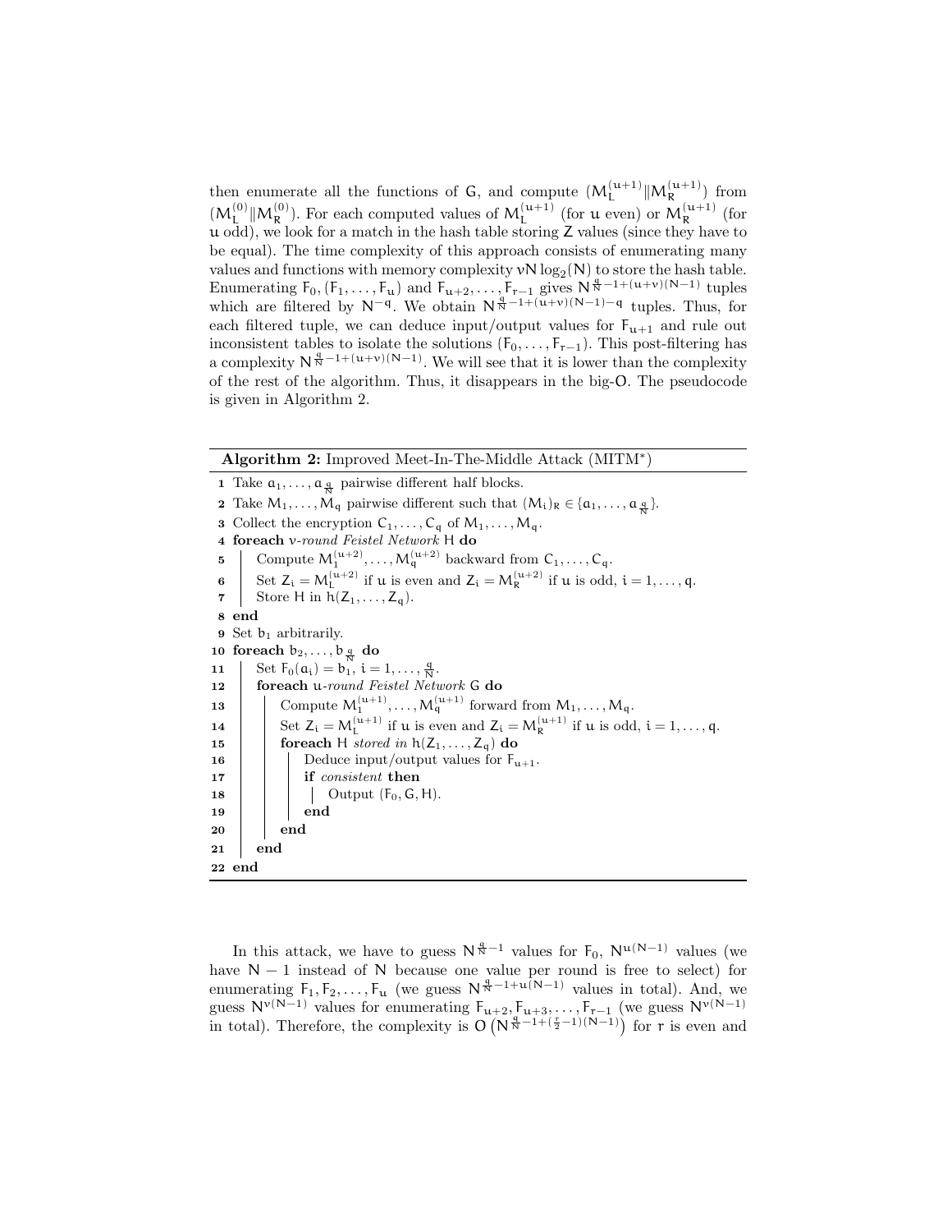then enumerate all the functions of $G$, and compute $(M_L^{(u+1)} \| M_R^{(u+1)})$ from $(M_L^{(0)} \| M_R^{(0)})$. For each computed values of $M_L^{(u+1)}$ (for $u$ even) or $M_R^{(u+1)}$ (for $u$ odd), we look for a match in the hash table storing $Z$ values (since they have to be equal). The time complexity of this approach consists of enumerating many values and functions with memory complexity $\nu N \log_2(N)$ to store the hash table. Enumerating $F_0, (F_1, \ldots, F_u)$ and $F_{u+2}, \ldots, F_{r-1}$ gives $N^{\frac{q}{N}-1+(u+\nu)(N-1)}$ tuples which are filtered by $N^{-q}$. We obtain $N^{\frac{q}{N}-1+(u+\nu)(N-1)-q}$ tuples. Thus, for each filtered tuple, we can deduce input/output values for $F_{u+1}$ and rule out inconsistent tables to isolate the solutions $(F_0, \ldots, F_{r-1})$. This post-filtering has a complexity $N^{\frac{q}{N}-1+(u+\nu)(N-1)}$. We will see that it is lower than the complexity of the rest of the algorithm. Thus, it disappears in the big-O. The pseudocode is given in Algorithm 2.

**Algorithm 2:** Improved Meet-In-The-Middle Attack (MITM*)

```
1  Take a_1, ..., a_{q/N} pairwise different half blocks.
2  Take M_1, ..., M_q pairwise different such that (M_i)_R ∈ {a_1, ..., a_{q/N}}.
3  Collect the encryption C_1, ..., C_q of M_1, ..., M_q.
4  foreach ν-round Feistel Network H do
5      Compute M_1^(u+2), ..., M_q^(u+2) backward from C_1, ..., C_q.
6      Set Z_i = M_L^(u+2) if u is even and Z_i = M_R^(u+2) if u is odd, i = 1, ..., q.
7      Store H in h(Z_1, ..., Z_q).
8  end
9  Set b_1 arbitrarily.
10 foreach b_2, ..., b_{q/N} do
11     Set F_0(a_i) = b_1, i = 1, ..., q/N.
12     foreach u-round Feistel Network G do
13         Compute M_1^(u+1), ..., M_q^(u+1) forward from M_1, ..., M_q.
14         Set Z_i = M_L^(u+1) if u is even and Z_i = M_R^(u+1) if u is odd, i = 1, ..., q.
15         foreach H stored in h(Z_1, ..., Z_q) do
16             Deduce input/output values for F_{u+1}.
17             if consistent then
18                 Output (F_0, G, H).
19             end
20         end
21     end
22 end
```

In this attack, we have to guess $N^{\frac{q}{N}-1}$ values for $F_0$, $N^{u(N-1)}$ values (we have $N-1$ instead of $N$ because one value per round is free to select) for enumerating $F_1, F_2, \ldots, F_u$ (we guess $N^{\frac{q}{N}-1+u(N-1)}$ values in total). And, we guess $N^{\nu(N-1)}$ values for enumerating $F_{u+2}, F_{u+3}, \ldots, F_{r-1}$ (we guess $N^{\nu(N-1)}$ in total). Therefore, the complexity is $O\left(N^{\frac{q}{N}-1+(\frac{r}{2}-1)(N-1)}\right)$ for $r$ is even and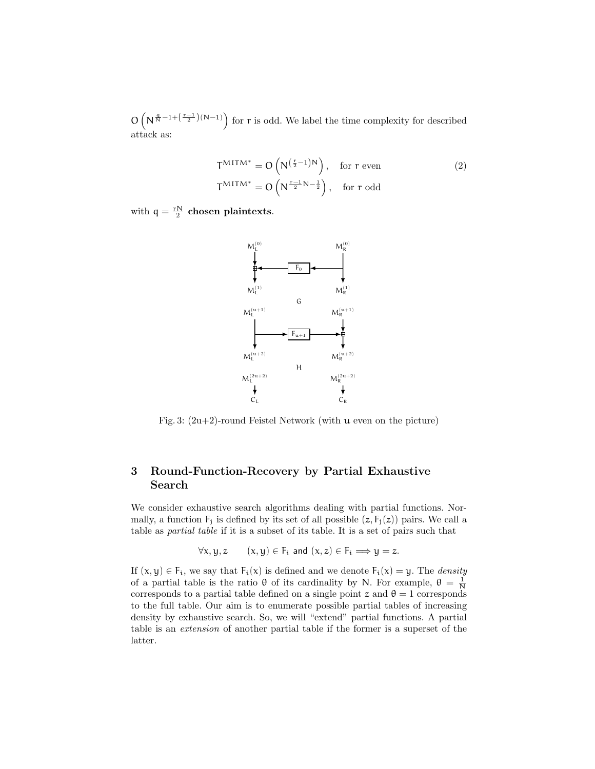$O\left(N^{\frac{q}{N}-1+\left(\frac{r-1}{2}\right)(N-1)}\right)$ for $r$ is odd. We label the time complexity for described attack as:

$$T^{MITM^*} = O\left(N^{\left(\frac{r}{2}-1\right)N}\right), \quad \text{for } r \text{ even} \tag{2}$$
$$T^{MITM^*} = O\left(N^{\frac{r-1}{2}N-\frac{1}{2}}\right), \quad \text{for } r \text{ odd}$$

with $q = \frac{rN}{2}$ **chosen plaintexts**.

Fig. 3: (2u+2)-round Feistel Network (with $u$ even on the picture)

## 3 Round-Function-Recovery by Partial Exhaustive Search

We consider exhaustive search algorithms dealing with partial functions. Normally, a function $F_j$ is defined by its set of all possible $(z, F_j(z))$ pairs. We call a table as *partial table* if it is a subset of its table. It is a set of pairs such that

$$\forall x, y, z \qquad (x, y) \in F_i \text{ and } (x, z) \in F_i \Longrightarrow y = z.$$

If $(x, y) \in F_i$, we say that $F_i(x)$ is defined and we denote $F_i(x) = y$. The *density* of a partial table is the ratio $\theta$ of its cardinality by $N$. For example, $\theta = \frac{1}{N}$ corresponds to a partial table defined on a single point $z$ and $\theta = 1$ corresponds to the full table. Our aim is to enumerate possible partial tables of increasing density by exhaustive search. So, we will "extend" partial functions. A partial table is an *extension* of another partial table if the former is a superset of the latter.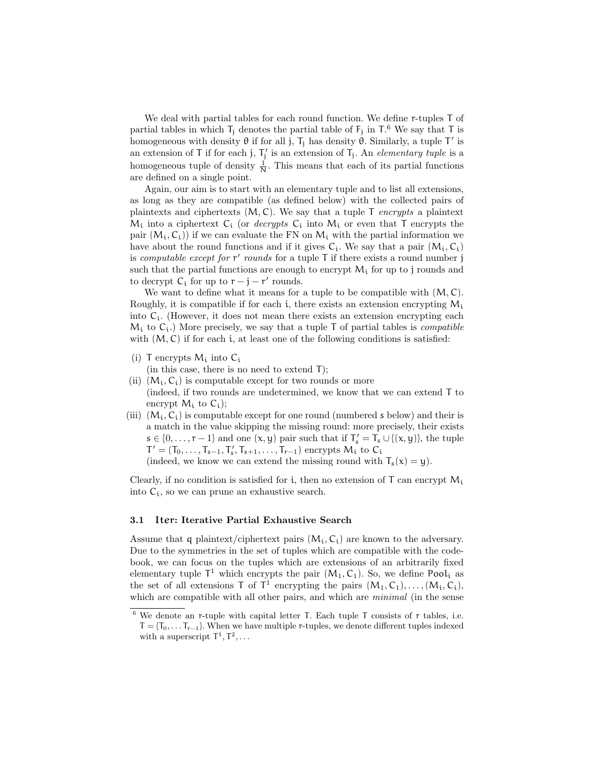We deal with partial tables for each round function. We define $r$-tuples $T$ of partial tables in which $T_j$ denotes the partial table of $F_j$ in $T$.[6] We say that $T$ is homogeneous with density $\theta$ if for all $j$, $T_j$ has density $\theta$. Similarly, a tuple $T'$ is an extension of $T$ if for each $j$, $T'_j$ is an extension of $T_j$. An *elementary tuple* is a homogeneous tuple of density $\frac{1}{N}$. This means that each of its partial functions are defined on a single point.

Again, our aim is to start with an elementary tuple and to list all extensions, as long as they are compatible (as defined below) with the collected pairs of plaintexts and ciphertexts $(M, C)$. We say that a tuple $T$ *encrypts* a plaintext $M_i$ into a ciphertext $C_i$ (or *decrypts* $C_i$ into $M_i$ or even that $T$ encrypts the pair $(M_i, C_i)$) if we can evaluate the FN on $M_i$ with the partial information we have about the round functions and if it gives $C_i$. We say that a pair $(M_i, C_i)$ is *computable except for* $r'$ *rounds* for a tuple $T$ if there exists a round number $j$ such that the partial functions are enough to encrypt $M_i$ for up to $j$ rounds and to decrypt $C_i$ for up to $r - j - r'$ rounds.

We want to define what it means for a tuple to be compatible with $(M, C)$. Roughly, it is compatible if for each $i$, there exists an extension encrypting $M_i$ into $C_i$. (However, it does not mean there exists an extension encrypting each $M_i$ to $C_i$.) More precisely, we say that a tuple $T$ of partial tables is *compatible* with $(M, C)$ if for each $i$, at least one of the following conditions is satisfied:

(i) $T$ encrypts $M_i$ into $C_i$
(in this case, there is no need to extend $T$);

(ii) $(M_i, C_i)$ is computable except for two rounds or more
(indeed, if two rounds are undetermined, we know that we can extend $T$ to encrypt $M_i$ to $C_i$);

(iii) $(M_i, C_i)$ is computable except for one round (numbered $s$ below) and their is a match in the value skipping the missing round: more precisely, their exists $s \in \{0, \ldots, r-1\}$ and one $(x, y)$ pair such that if $T'_s = T_s \cup \{(x, y)\}$, the tuple $T' = (T_0, \ldots, T_{s-1}, T'_s, T_{s+1}, \ldots, T_{r-1})$ encrypts $M_i$ to $C_i$
(indeed, we know we can extend the missing round with $T_s(x) = y$).

Clearly, if no condition is satisfied for $i$, then no extension of $T$ can encrypt $M_i$ into $C_i$, so we can prune an exhaustive search.

### 3.1 Iter: Iterative Partial Exhaustive Search

Assume that $q$ plaintext/ciphertext pairs $(M_i, C_i)$ are known to the adversary. Due to the symmetries in the set of tuples which are compatible with the codebook, we can focus on the tuples which are extensions of an arbitrarily fixed elementary tuple $T^1$ which encrypts the pair $(M_1, C_1)$. So, we define $\mathsf{Pool}_i$ as the set of all extensions $T$ of $T^1$ encrypting the pairs $(M_1, C_1), \ldots, (M_i, C_i)$, which are compatible with all other pairs, and which are *minimal* (in the sense

[6] We denote an $r$-tuple with capital letter $T$. Each tuple $T$ consists of $r$ tables, i.e. $T = \{T_0, \ldots T_{r-1}\}$. When we have multiple $r$-tuples, we denote different tuples indexed with a superscript $T^1, T^2, \ldots$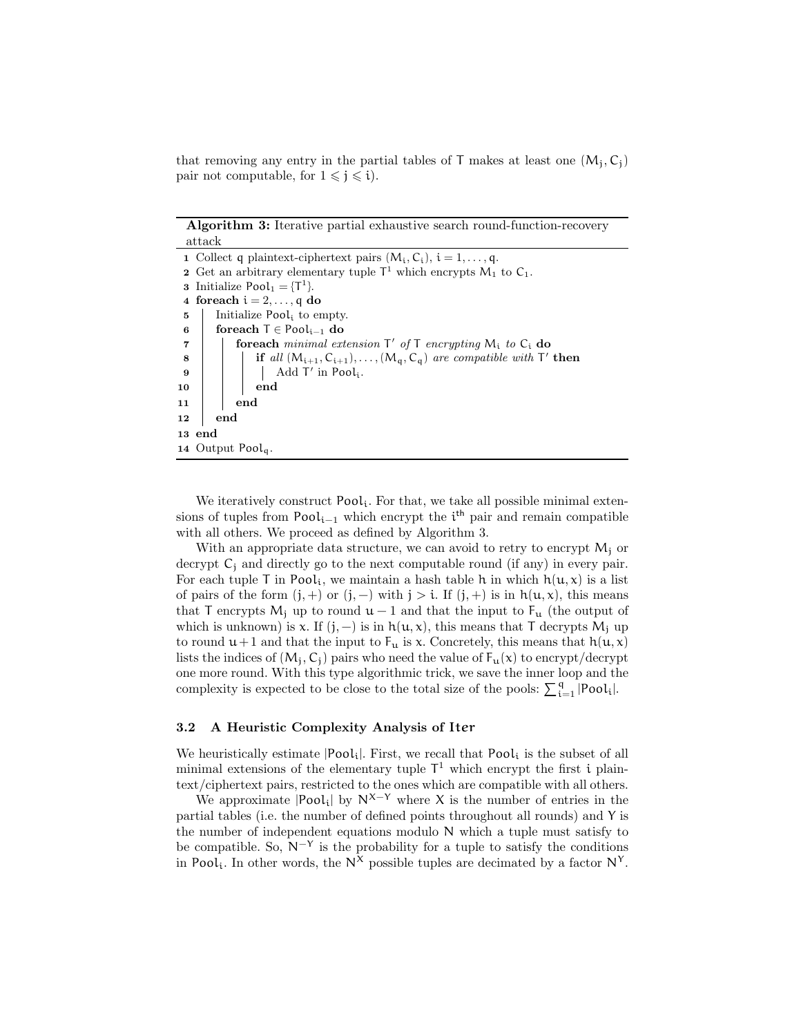that removing any entry in the partial tables of $\mathsf{T}$ makes at least one $(\mathsf{M}_j, \mathsf{C}_j)$ pair not computable, for $1 \leqslant j \leqslant i$).

---

**Algorithm 3:** Iterative partial exhaustive search round-function-recovery attack

---

```
1  Collect q plaintext-ciphertext pairs (M_i, C_i), i = 1, ..., q.
2  Get an arbitrary elementary tuple T^1 which encrypts M_1 to C_1.
3  Initialize Pool_1 = {T^1}.
4  foreach i = 2, ..., q do
5  |   Initialize Pool_i to empty.
6  |   foreach T ∈ Pool_{i-1} do
7  |   |   foreach minimal extension T' of T encrypting M_i to C_i do
8  |   |   |   if all (M_{i+1}, C_{i+1}), ..., (M_q, C_q) are compatible with T' then
9  |   |   |   |   Add T' in Pool_i.
10 |   |   |   end
11 |   |   end
12 |   end
13 end
14 Output Pool_q.
```

---

We iteratively construct $\mathsf{Pool}_i$. For that, we take all possible minimal extensions of tuples from $\mathsf{Pool}_{i-1}$ which encrypt the $i^{\mathsf{th}}$ pair and remain compatible with all others. We proceed as defined by Algorithm 3.

With an appropriate data structure, we can avoid to retry to encrypt $\mathsf{M}_j$ or decrypt $\mathsf{C}_j$ and directly go to the next computable round (if any) in every pair. For each tuple $\mathsf{T}$ in $\mathsf{Pool}_i$, we maintain a hash table $h$ in which $h(u, x)$ is a list of pairs of the form $(j, +)$ or $(j, -)$ with $j > i$. If $(j, +)$ is in $h(u, x)$, this means that $\mathsf{T}$ encrypts $\mathsf{M}_j$ up to round $u - 1$ and that the input to $\mathsf{F}_u$ (the output of which is unknown) is $x$. If $(j, -)$ is in $h(u, x)$, this means that $\mathsf{T}$ decrypts $\mathsf{M}_j$ up to round $u + 1$ and that the input to $\mathsf{F}_u$ is $x$. Concretely, this means that $h(u, x)$ lists the indices of $(\mathsf{M}_j, \mathsf{C}_j)$ pairs who need the value of $\mathsf{F}_u(x)$ to encrypt/decrypt one more round. With this type algorithmic trick, we save the inner loop and the complexity is expected to be close to the total size of the pools: $\sum_{i=1}^{q} |\mathsf{Pool}_i|$.

### 3.2 A Heuristic Complexity Analysis of Iter

We heuristically estimate $|\mathsf{Pool}_i|$. First, we recall that $\mathsf{Pool}_i$ is the subset of all minimal extensions of the elementary tuple $\mathsf{T}^1$ which encrypt the first $i$ plaintext/ciphertext pairs, restricted to the ones which are compatible with all others.

We approximate $|\mathsf{Pool}_i|$ by $\mathsf{N}^{\mathsf{X}-\mathsf{Y}}$ where $\mathsf{X}$ is the number of entries in the partial tables (i.e. the number of defined points throughout all rounds) and $\mathsf{Y}$ is the number of independent equations modulo $\mathsf{N}$ which a tuple must satisfy to be compatible. So, $\mathsf{N}^{-\mathsf{Y}}$ is the probability for a tuple to satisfy the conditions in $\mathsf{Pool}_i$. In other words, the $\mathsf{N}^{\mathsf{X}}$ possible tuples are decimated by a factor $\mathsf{N}^{\mathsf{Y}}$.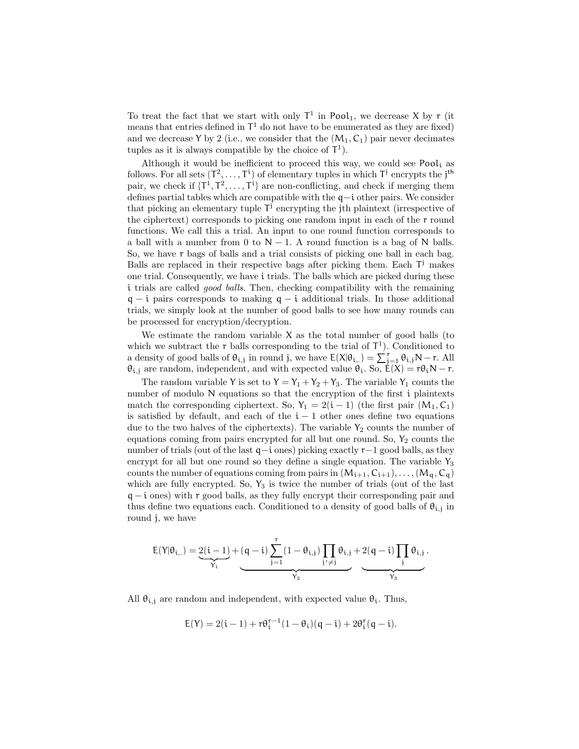To treat the fact that we start with only $T^1$ in $\mathsf{Pool}_1$, we decrease $X$ by $r$ (it means that entries defined in $T^1$ do not have to be enumerated as they are fixed) and we decrease $Y$ by 2 (i.e., we consider that the $(M_1, C_1)$ pair never decimates tuples as it is always compatible by the choice of $T^1$).

Although it would be inefficient to proceed this way, we could see $\mathsf{Pool}_i$ as follows. For all sets $(T^2, \ldots, T^i)$ of elementary tuples in which $T^j$ encrypts the $j^{\text{th}}$ pair, we check if $\{T^1, T^2, \ldots, T^i\}$ are non-conflicting, and check if merging them defines partial tables which are compatible with the $q-i$ other pairs. We consider that picking an elementary tuple $T^j$ encrypting the jth plaintext (irrespective of the ciphertext) corresponds to picking one random input in each of the $r$ round functions. We call this a trial. An input to one round function corresponds to a ball with a number from 0 to $N-1$. A round function is a bag of $N$ balls. So, we have $r$ bags of balls and a trial consists of picking one ball in each bag. Balls are replaced in their respective bags after picking them. Each $T^j$ makes one trial. Consequently, we have $i$ trials. The balls which are picked during these $i$ trials are called *good balls*. Then, checking compatibility with the remaining $q-i$ pairs corresponds to making $q-i$ additional trials. In those additional trials, we simply look at the number of good balls to see how many rounds can be processed for encryption/decryption.

We estimate the random variable $X$ as the total number of good balls (to which we subtract the $r$ balls corresponding to the trial of $T^1$). Conditioned to a density of good balls of $\theta_{i,j}$ in round $j$, we have $E(X|\theta_{i,.}) = \sum_{j=1}^{r} \theta_{i,j} N - r$. All $\theta_{i,j}$ are random, independent, and with expected value $\theta_i$. So, $E(X) = r\theta_i N - r$.

The random variable $Y$ is set to $Y = Y_1 + Y_2 + Y_3$. The variable $Y_1$ counts the number of modulo $N$ equations so that the encryption of the first $i$ plaintexts match the corresponding ciphertext. So, $Y_1 = 2(i-1)$ (the first pair $(M_1, C_1)$ is satisfied by default, and each of the $i-1$ other ones define two equations due to the two halves of the ciphertexts). The variable $Y_2$ counts the number of equations coming from pairs encrypted for all but one round. So, $Y_2$ counts the number of trials (out of the last $q-i$ ones) picking exactly $r-1$ good balls, as they encrypt for all but one round so they define a single equation. The variable $Y_3$ counts the number of equations coming from pairs in $(M_{i+1}, C_{i+1}), \ldots, (M_q, C_q)$ which are fully encrypted. So, $Y_3$ is twice the number of trials (out of the last $q-i$ ones) with $r$ good balls, as they fully encrypt their corresponding pair and thus define two equations each. Conditioned to a density of good balls of $\theta_{i,j}$ in round $j$, we have

$$E(Y|\theta_{i,.}) = \underbrace{2(i-1)}_{Y_1} + \underbrace{(q-i)\sum_{j=1}^{r}(1-\theta_{i,j})\prod_{j'\neq j}\theta_{i,j}}_{Y_2} + \underbrace{2(q-i)\prod_{j}\theta_{i,j}}_{Y_3}.$$

All $\theta_{i,j}$ are random and independent, with expected value $\theta_i$. Thus,

$$E(Y) = 2(i-1) + r\theta_i^{r-1}(1-\theta_i)(q-i) + 2\theta_i^r(q-i).$$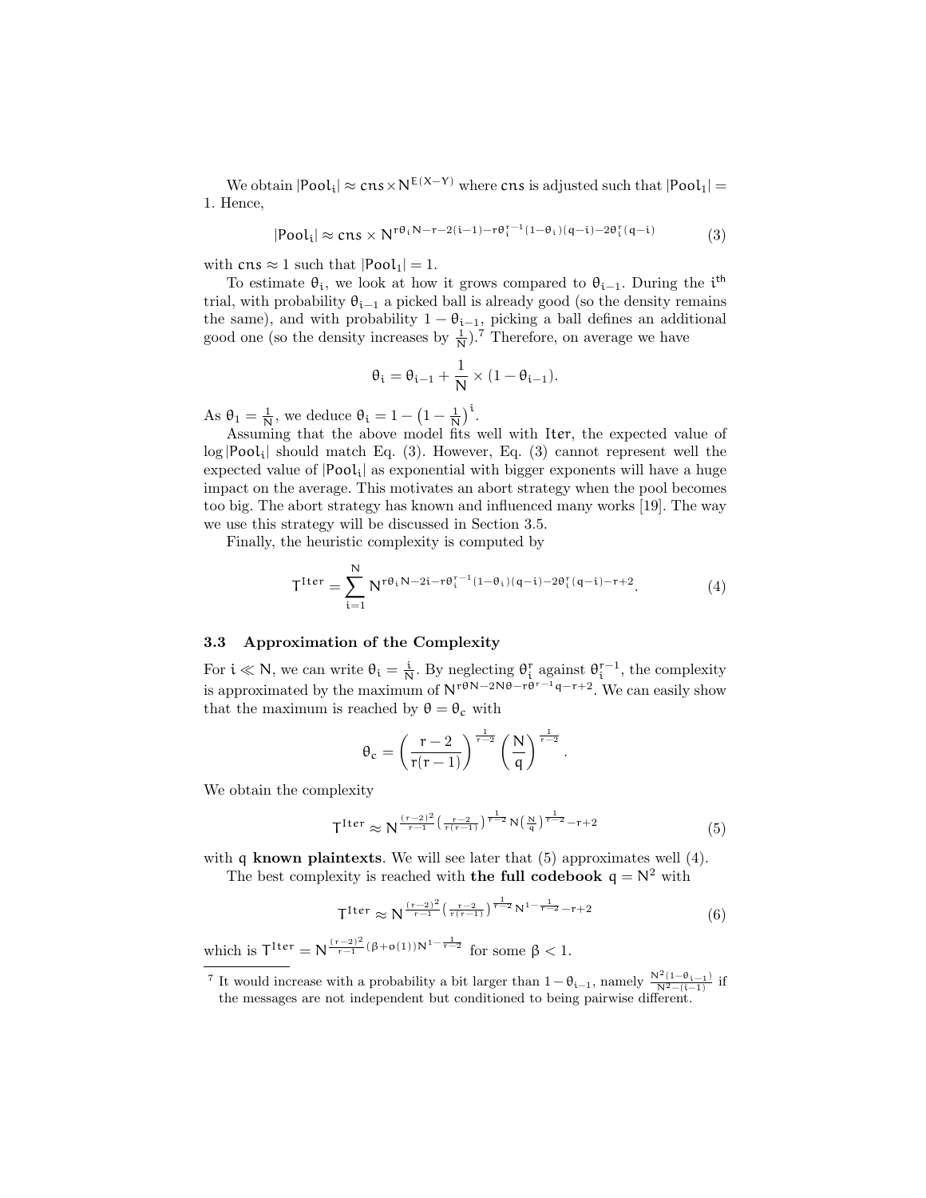We obtain $|\mathsf{Pool}_i| \approx \mathsf{cns} \times \mathsf{N}^{E(X-Y)}$ where $\mathsf{cns}$ is adjusted such that $|\mathsf{Pool}_1| = 1$. Hence,

$$|\mathsf{Pool}_i| \approx \mathsf{cns} \times \mathsf{N}^{r\theta_i \mathsf{N} - r - 2(i-1) - r\theta_i^{r-1}(1-\theta_i)(q-i) - 2\theta_i^r(q-i)} \tag{3}$$

with $\mathsf{cns} \approx 1$ such that $|\mathsf{Pool}_1| = 1$.

To estimate $\theta_i$, we look at how it grows compared to $\theta_{i-1}$. During the $i^{\mathsf{th}}$ trial, with probability $\theta_{i-1}$ a picked ball is already good (so the density remains the same), and with probability $1 - \theta_{i-1}$, picking a ball defines an additional good one (so the density increases by $\frac{1}{\mathsf{N}}$).[7] Therefore, on average we have

$$\theta_i = \theta_{i-1} + \frac{1}{\mathsf{N}} \times (1 - \theta_{i-1}).$$

As $\theta_1 = \frac{1}{\mathsf{N}}$, we deduce $\theta_i = 1 - \left(1 - \frac{1}{\mathsf{N}}\right)^i$.

Assuming that the above model fits well with $\mathsf{Iter}$, the expected value of $\log |\mathsf{Pool}_i|$ should match Eq. (3). However, Eq. (3) cannot represent well the expected value of $|\mathsf{Pool}_i|$ as exponential with bigger exponents will have a huge impact on the average. This motivates an abort strategy when the pool becomes too big. The abort strategy has known and influenced many works [19]. The way we use this strategy will be discussed in Section 3.5.

Finally, the heuristic complexity is computed by

$$\mathsf{T}^{\mathsf{Iter}} = \sum_{i=1}^{\mathsf{N}} \mathsf{N}^{r\theta_i \mathsf{N} - 2i - r\theta_i^{r-1}(1-\theta_i)(q-i) - 2\theta_i^r(q-i) - r + 2}. \tag{4}$$

### 3.3 Approximation of the Complexity

For $i \ll \mathsf{N}$, we can write $\theta_i = \frac{i}{\mathsf{N}}$. By neglecting $\theta_i^r$ against $\theta_i^{r-1}$, the complexity is approximated by the maximum of $\mathsf{N}^{r\theta \mathsf{N} - 2\mathsf{N}\theta - r\theta^{r-1}q - r + 2}$. We can easily show that the maximum is reached by $\theta = \theta_c$ with

$$\theta_c = \left(\frac{r-2}{r(r-1)}\right)^{\frac{1}{r-2}} \left(\frac{\mathsf{N}}{q}\right)^{\frac{1}{r-2}}.$$

We obtain the complexity

$$\mathsf{T}^{\mathsf{Iter}} \approx \mathsf{N}^{\frac{(r-2)^2}{r-1}\left(\frac{r-2}{r(r-1)}\right)^{\frac{1}{r-2}} \mathsf{N}\left(\frac{\mathsf{N}}{q}\right)^{\frac{1}{r-2}} - r + 2} \tag{5}$$

with $q$ **known plaintexts**. We will see later that (5) approximates well (4).

The best complexity is reached with **the full codebook** $q = \mathsf{N}^2$ with

$$\mathsf{T}^{\mathsf{Iter}} \approx \mathsf{N}^{\frac{(r-2)^2}{r-1}\left(\frac{r-2}{r(r-1)}\right)^{\frac{1}{r-2}} \mathsf{N}^{1-\frac{1}{r-2}} - r + 2} \tag{6}$$

which is $\mathsf{T}^{\mathsf{Iter}} = \mathsf{N}^{\frac{(r-2)^2}{r-1}(\beta + o(1))\mathsf{N}^{1-\frac{1}{r-2}}}$ for some $\beta < 1$.

---

[7] It would increase with a probability a bit larger than $1 - \theta_{i-1}$, namely $\frac{\mathsf{N}^2(1-\theta_{i-1})}{\mathsf{N}^2-(i-1)}$ if the messages are not independent but conditioned to being pairwise different.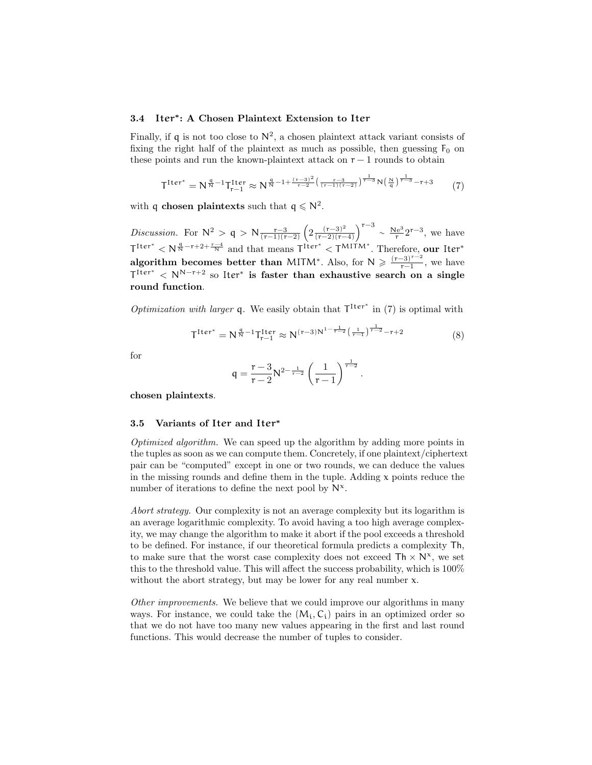### 3.4 $\mathsf{Iter}^*$: A Chosen Plaintext Extension to $\mathsf{Iter}$

Finally, if $q$ is not too close to $N^2$, a chosen plaintext attack variant consists of fixing the right half of the plaintext as much as possible, then guessing $F_0$ on these points and run the known-plaintext attack on $r-1$ rounds to obtain

$$T^{\mathrm{Iter}^*} = N^{\frac{q}{N}-1} T^{\mathrm{Iter}}_{r-1} \approx N^{\frac{q}{N}-1+\frac{(r-3)^2}{r-2}\left(\frac{r-3}{(r-1)(r-2)}\right)^{\frac{1}{r-3}} N\left(\frac{N}{q}\right)^{\frac{1}{r-3}}-r+3} \tag{7}$$

with $q$ **chosen plaintexts** such that $q \leqslant N^2$.

*Discussion.* For $N^2 > q > N\frac{r-3}{(r-1)(r-2)}\left(2\frac{(r-3)^2}{(r-2)(r-4)}\right)^{r-3} \sim \frac{Ne^3}{r}2^{r-3}$, we have $T^{\mathrm{Iter}^*} < N^{\frac{q}{N}-r+2+\frac{r-4}{N}}$ and that means $T^{\mathrm{Iter}^*} < T^{\mathrm{MITM}^*}$. Therefore, **our** $\mathsf{Iter}^*$ **algorithm becomes better than** $\mathsf{MITM}^*$. Also, for $N \geqslant \frac{(r-3)^{r-2}}{r-1}$, we have $T^{\mathrm{Iter}^*} < N^{N-r+2}$ so $\mathsf{Iter}^*$ **is faster than exhaustive search on a single round function**.

*Optimization with larger* $q$. We easily obtain that $T^{\mathrm{Iter}^*}$ in (7) is optimal with

$$T^{\mathrm{Iter}^*} = N^{\frac{q}{N}-1} T^{\mathrm{Iter}}_{r-1} \approx N^{(r-3)N^{1-\frac{1}{r-2}}\left(\frac{1}{r-1}\right)^{\frac{1}{r-2}}-r+2} \tag{8}$$

for

$$q = \frac{r-3}{r-2} N^{2-\frac{1}{r-2}} \left(\frac{1}{r-1}\right)^{\frac{1}{r-2}}.$$

**chosen plaintexts**.

### 3.5 Variants of $\mathsf{Iter}$ and $\mathsf{Iter}^*$

*Optimized algorithm.* We can speed up the algorithm by adding more points in the tuples as soon as we can compute them. Concretely, if one plaintext/ciphertext pair can be "computed" except in one or two rounds, we can deduce the values in the missing rounds and define them in the tuple. Adding $x$ points reduce the number of iterations to define the next pool by $N^x$.

*Abort strategy.* Our complexity is not an average complexity but its logarithm is an average logarithmic complexity. To avoid having a too high average complexity, we may change the algorithm to make it abort if the pool exceeds a threshold to be defined. For instance, if our theoretical formula predicts a complexity $\mathsf{Th}$, to make sure that the worst case complexity does not exceed $\mathsf{Th} \times N^x$, we set this to the threshold value. This will affect the success probability, which is 100% without the abort strategy, but may be lower for any real number $x$.

*Other improvements.* We believe that we could improve our algorithms in many ways. For instance, we could take the $(M_i, C_i)$ pairs in an optimized order so that we do not have too many new values appearing in the first and last round functions. This would decrease the number of tuples to consider.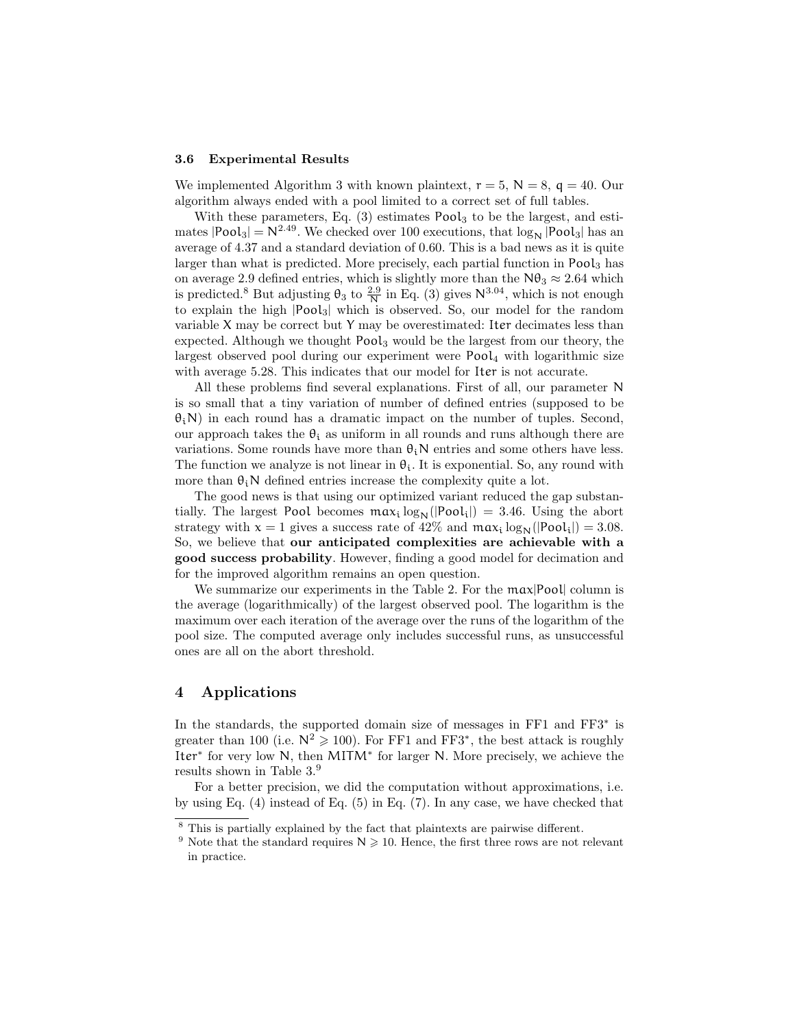### 3.6 Experimental Results

We implemented Algorithm 3 with known plaintext, $r = 5$, $N = 8$, $q = 40$. Our algorithm always ended with a pool limited to a correct set of full tables.

With these parameters, Eq. (3) estimates $\mathsf{Pool}_3$ to be the largest, and estimates $|\mathsf{Pool}_3| = N^{2.49}$. We checked over 100 executions, that $\log_N |\mathsf{Pool}_3|$ has an average of 4.37 and a standard deviation of 0.60. This is a bad news as it is quite larger than what is predicted. More precisely, each partial function in $\mathsf{Pool}_3$ has on average 2.9 defined entries, which is slightly more than the $N\theta_3 \approx 2.64$ which is predicted.[8] But adjusting $\theta_3$ to $\frac{2.9}{N}$ in Eq. (3) gives $N^{3.04}$, which is not enough to explain the high $|\mathsf{Pool}_3|$ which is observed. So, our model for the random variable X may be correct but Y may be overestimated: $\mathsf{Iter}$ decimates less than expected. Although we thought $\mathsf{Pool}_3$ would be the largest from our theory, the largest observed pool during our experiment were $\mathsf{Pool}_4$ with logarithmic size with average 5.28. This indicates that our model for $\mathsf{Iter}$ is not accurate.

All these problems find several explanations. First of all, our parameter N is so small that a tiny variation of number of defined entries (supposed to be $\theta_i N$) in each round has a dramatic impact on the number of tuples. Second, our approach takes the $\theta_i$ as uniform in all rounds and runs although there are variations. Some rounds have more than $\theta_i N$ entries and some others have less. The function we analyze is not linear in $\theta_i$. It is exponential. So, any round with more than $\theta_i N$ defined entries increase the complexity quite a lot.

The good news is that using our optimized variant reduced the gap substantially. The largest $\mathsf{Pool}$ becomes $\max_i \log_N(|\mathsf{Pool}_i|) = 3.46$. Using the abort strategy with $x = 1$ gives a success rate of 42% and $\max_i \log_N(|\mathsf{Pool}_i|) = 3.08$. So, we believe that **our anticipated complexities are achievable with a good success probability**. However, finding a good model for decimation and for the improved algorithm remains an open question.

We summarize our experiments in the Table 2. For the $\max|\mathsf{Pool}|$ column is the average (logarithmically) of the largest observed pool. The logarithm is the maximum over each iteration of the average over the runs of the logarithm of the pool size. The computed average only includes successful runs, as unsuccessful ones are all on the abort threshold.

## 4 Applications

In the standards, the supported domain size of messages in FF1 and FF3* is greater than 100 (i.e. $N^2 \geqslant 100$). For FF1 and FF3*, the best attack is roughly $\mathsf{Iter}^*$ for very low N, then $\mathsf{MITM}^*$ for larger N. More precisely, we achieve the results shown in Table 3.[9]

For a better precision, we did the computation without approximations, i.e. by using Eq. (4) instead of Eq. (5) in Eq. (7). In any case, we have checked that

[8] This is partially explained by the fact that plaintexts are pairwise different.

[9] Note that the standard requires $N \geqslant 10$. Hence, the first three rows are not relevant in practice.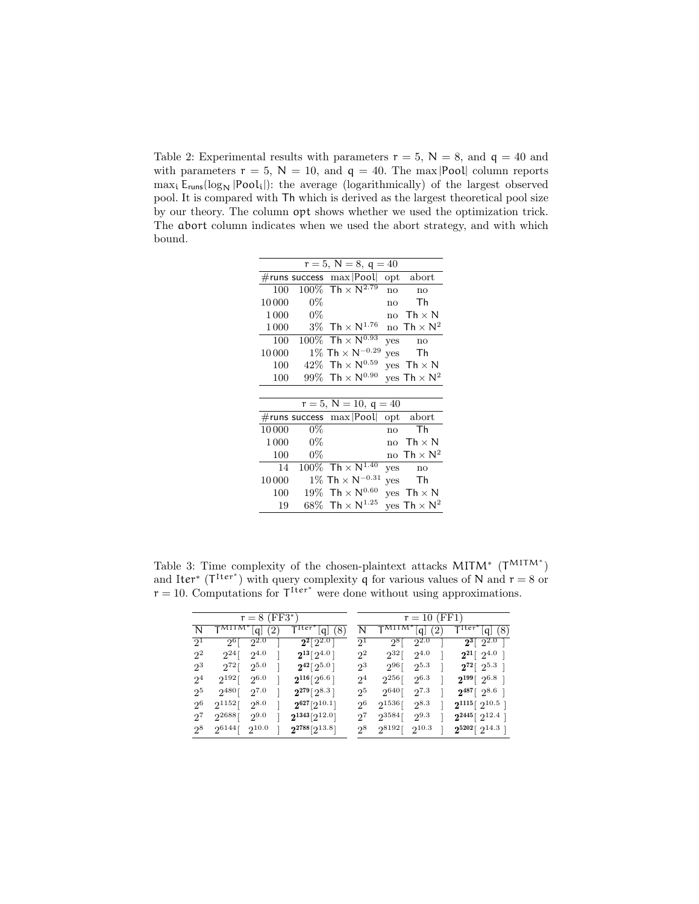Table 2: Experimental results with parameters $r = 5$, $N = 8$, and $q = 40$ and with parameters $r = 5$, $N = 10$, and $q = 40$. The $\max|\mathsf{Pool}|$ column reports $\max_i \mathsf{E}_{\mathsf{runs}}(\log_N |\mathsf{Pool}_i|)$: the average (logarithmically) of the largest observed pool. It is compared with $\mathsf{Th}$ which is derived as the largest theoretical pool size by our theory. The column opt shows whether we used the optimization trick. The abort column indicates when we used the abort strategy, and with which bound.

| $r = 5$, $N = 8$, $q = 40$ | | | | |
|---|---|---|---|---|
| #runs | success | $\max\lvert\mathsf{Pool}\rvert$ | opt | abort |
| 100 | 100% | $\mathsf{Th} \times N^{2.79}$ | no | no |
| 10 000 | 0% | | no | $\mathsf{Th}$ |
| 1 000 | 0% | | no | $\mathsf{Th} \times N$ |
| 1 000 | 3% | $\mathsf{Th} \times N^{1.76}$ | no | $\mathsf{Th} \times N^2$ |
| 100 | 100% | $\mathsf{Th} \times N^{0.93}$ | yes | no |
| 10 000 | 1% | $\mathsf{Th} \times N^{-0.29}$ | yes | $\mathsf{Th}$ |
| 100 | 42% | $\mathsf{Th} \times N^{0.59}$ | yes | $\mathsf{Th} \times N$ |
| 100 | 99% | $\mathsf{Th} \times N^{0.90}$ | yes | $\mathsf{Th} \times N^2$ |

| $r = 5$, $N = 10$, $q = 40$ | | | | |
|---|---|---|---|---|
| #runs | success | $\max\lvert\mathsf{Pool}\rvert$ | opt | abort |
| 10 000 | 0% | | no | $\mathsf{Th}$ |
| 1 000 | 0% | | no | $\mathsf{Th} \times N$ |
| 100 | 0% | | no | $\mathsf{Th} \times N^2$ |
| 14 | 100% | $\mathsf{Th} \times N^{1.40}$ | yes | no |
| 10 000 | 1% | $\mathsf{Th} \times N^{-0.31}$ | yes | $\mathsf{Th}$ |
| 100 | 19% | $\mathsf{Th} \times N^{0.60}$ | yes | $\mathsf{Th} \times N$ |
| 19 | 68% | $\mathsf{Th} \times N^{1.25}$ | yes | $\mathsf{Th} \times N^2$ |

Table 3: Time complexity of the chosen-plaintext attacks $\mathsf{MITM}^*$ ($\mathsf{T}^{\mathsf{MITM}^*}$) and $\mathsf{Iter}^*$ ($\mathsf{T}^{\mathsf{Iter}^*}$) with query complexity $q$ for various values of $N$ and $r = 8$ or $r = 10$. Computations for $\mathsf{T}^{\mathsf{Iter}^*}$ were done without using approximations.

| $r = 8$ (FF3*) | | | $r = 10$ (FF1) | | |
|---|---|---|---|---|---|
| $N$ | $\mathsf{T}^{\mathsf{MITM}^*}[q]$ (2) | $\mathsf{T}^{\mathsf{Iter}^*}[q]$ (8) | $N$ | $\mathsf{T}^{\mathsf{MITM}^*}[q]$ (2) | $\mathsf{T}^{\mathsf{Iter}^*}[q]$ (8) |
| $2^1$ | $2^6[\ 2^{2.0}\ ]$ | $\mathbf{2^2}[2^{2.0}]$ | $2^1$ | $2^8[\ 2^{2.0}\ ]$ | $\mathbf{2^3}[\ 2^{2.0}\ ]$ |
| $2^2$ | $2^{24}[\ 2^{4.0}\ ]$ | $\mathbf{2^{13}}[2^{4.0}]$ | $2^2$ | $2^{32}[\ 2^{4.0}\ ]$ | $\mathbf{2^{21}}[\ 2^{4.0}\ ]$ |
| $2^3$ | $2^{72}[\ 2^{5.0}\ ]$ | $\mathbf{2^{42}}[2^{5.0}]$ | $2^3$ | $2^{96}[\ 2^{5.3}\ ]$ | $\mathbf{2^{72}}[\ 2^{5.3}\ ]$ |
| $2^4$ | $2^{192}[\ 2^{6.0}\ ]$ | $\mathbf{2^{116}}[2^{6.6}]$ | $2^4$ | $2^{256}[\ 2^{6.3}\ ]$ | $\mathbf{2^{199}}[\ 2^{6.8}\ ]$ |
| $2^5$ | $2^{480}[\ 2^{7.0}\ ]$ | $\mathbf{2^{279}}[2^{8.3}]$ | $2^5$ | $2^{640}[\ 2^{7.3}\ ]$ | $\mathbf{2^{487}}[\ 2^{8.6}\ ]$ |
| $2^6$ | $2^{1152}[\ 2^{8.0}\ ]$ | $\mathbf{2^{627}}[2^{10.1}]$ | $2^6$ | $2^{1536}[\ 2^{8.3}\ ]$ | $\mathbf{2^{1115}}[\ 2^{10.5}\ ]$ |
| $2^7$ | $2^{2688}[\ 2^{9.0}\ ]$ | $\mathbf{2^{1343}}[2^{12.0}]$ | $2^7$ | $2^{3584}[\ 2^{9.3}\ ]$ | $\mathbf{2^{2445}}[\ 2^{12.4}\ ]$ |
| $2^8$ | $2^{6144}[\ 2^{10.0}\ ]$ | $\mathbf{2^{2788}}[2^{13.8}]$ | $2^8$ | $2^{8192}[\ 2^{10.3}\ ]$ | $\mathbf{2^{5202}}[\ 2^{14.3}\ ]$ |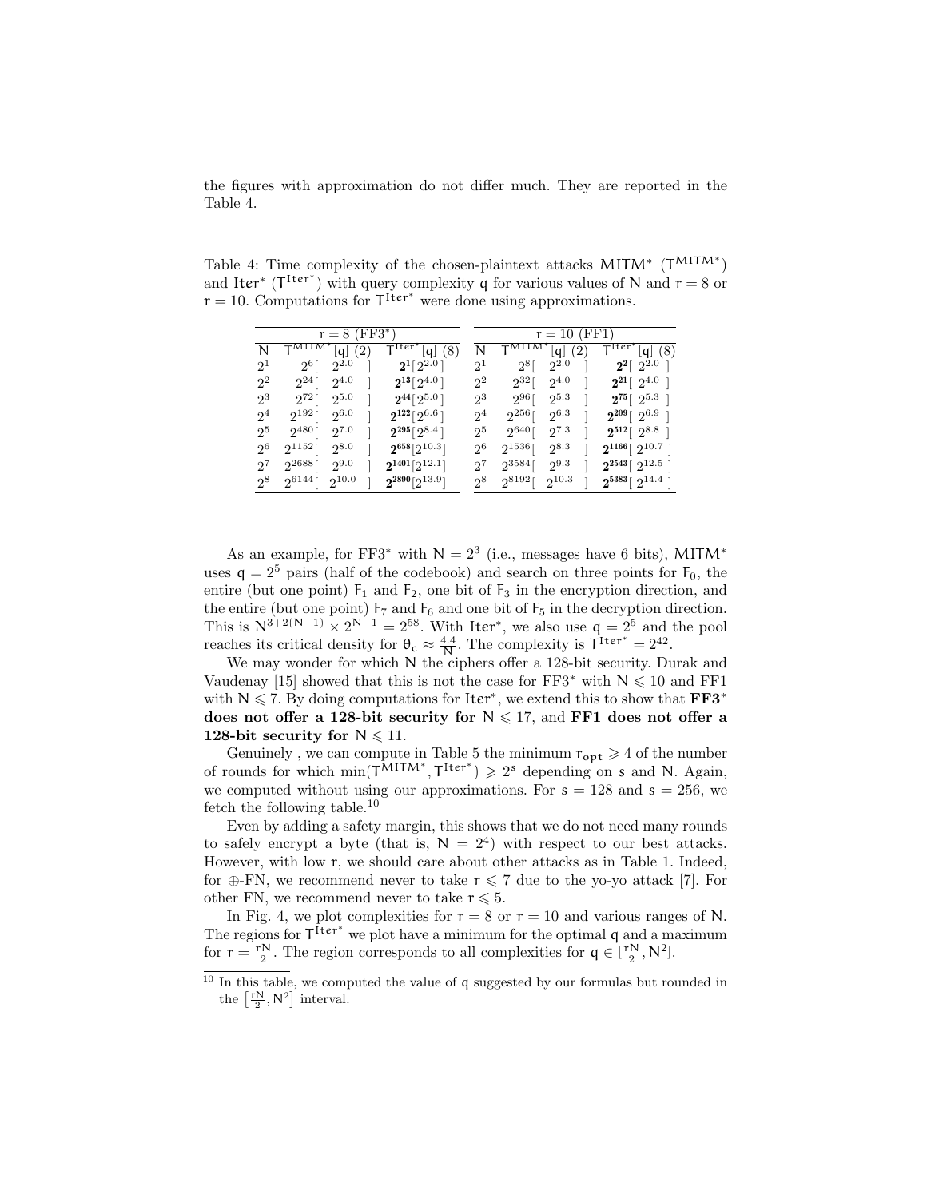the figures with approximation do not differ much. They are reported in the Table 4.

Table 4: Time complexity of the chosen-plaintext attacks $\mathsf{MITM}^*$ ($\mathsf{T}^{\mathsf{MITM}^*}$) and $\mathsf{Iter}^*$ ($\mathsf{T}^{\mathsf{Iter}^*}$) with query complexity $\mathsf{q}$ for various values of $\mathsf{N}$ and $\mathsf{r} = 8$ or $\mathsf{r} = 10$. Computations for $\mathsf{T}^{\mathsf{Iter}^*}$ were done using approximations.

| r = 8 (FF3*) | | | r = 10 (FF1) | | |
|---|---|---|---|---|---|
| N | $\mathsf{T}^{\mathsf{MITM}^*}$[q] (2) | $\mathsf{T}^{\mathsf{Iter}^*}$[q] (8) | N | $\mathsf{T}^{\mathsf{MITM}^*}$[q] (2) | $\mathsf{T}^{\mathsf{Iter}^*}$[q] (8) |
| $2^1$ | $2^6[2^{2.0}]$ | $\mathbf{2^1}[2^{2.0}]$ | $2^1$ | $2^8[2^{2.0}]$ | $\mathbf{2^2}[2^{2.0}]$ |
| $2^2$ | $2^{24}[2^{4.0}]$ | $\mathbf{2^{13}}[2^{4.0}]$ | $2^2$ | $2^{32}[2^{4.0}]$ | $\mathbf{2^{21}}[2^{4.0}]$ |
| $2^3$ | $2^{72}[2^{5.0}]$ | $\mathbf{2^{44}}[2^{5.0}]$ | $2^3$ | $2^{96}[2^{5.3}]$ | $\mathbf{2^{75}}[2^{5.3}]$ |
| $2^4$ | $2^{192}[2^{6.0}]$ | $\mathbf{2^{122}}[2^{6.6}]$ | $2^4$ | $2^{256}[2^{6.3}]$ | $\mathbf{2^{209}}[2^{6.9}]$ |
| $2^5$ | $2^{480}[2^{7.0}]$ | $\mathbf{2^{295}}[2^{8.4}]$ | $2^5$ | $2^{640}[2^{7.3}]$ | $\mathbf{2^{512}}[2^{8.8}]$ |
| $2^6$ | $2^{1152}[2^{8.0}]$ | $\mathbf{2^{658}}[2^{10.3}]$ | $2^6$ | $2^{1536}[2^{8.3}]$ | $\mathbf{2^{1166}}[2^{10.7}]$ |
| $2^7$ | $2^{2688}[2^{9.0}]$ | $\mathbf{2^{1401}}[2^{12.1}]$ | $2^7$ | $2^{3584}[2^{9.3}]$ | $\mathbf{2^{2543}}[2^{12.5}]$ |
| $2^8$ | $2^{6144}[2^{10.0}]$ | $\mathbf{2^{2890}}[2^{13.9}]$ | $2^8$ | $2^{8192}[2^{10.3}]$ | $\mathbf{2^{5383}}[2^{14.4}]$ |

As an example, for FF3* with $\mathsf{N} = 2^3$ (i.e., messages have 6 bits), $\mathsf{MITM}^*$ uses $\mathsf{q} = 2^5$ pairs (half of the codebook) and search on three points for $\mathsf{F}_0$, the entire (but one point) $\mathsf{F}_1$ and $\mathsf{F}_2$, one bit of $\mathsf{F}_3$ in the encryption direction, and the entire (but one point) $\mathsf{F}_7$ and $\mathsf{F}_6$ and one bit of $\mathsf{F}_5$ in the decryption direction. This is $\mathsf{N}^{3+2(\mathsf{N}-1)} \times 2^{\mathsf{N}-1} = 2^{58}$. With $\mathsf{Iter}^*$, we also use $\mathsf{q} = 2^5$ and the pool reaches its critical density for $\theta_c \approx \frac{4.4}{\mathsf{N}}$. The complexity is $\mathsf{T}^{\mathsf{Iter}^*} = 2^{42}$.

We may wonder for which $\mathsf{N}$ the ciphers offer a 128-bit security. Durak and Vaudenay [15] showed that this is not the case for FF3* with $\mathsf{N} \leqslant 10$ and FF1 with $\mathsf{N} \leqslant 7$. By doing computations for $\mathsf{Iter}^*$, we extend this to show that **FF3* does not offer a 128-bit security for $\mathsf{N} \leqslant 17$, and FF1 does not offer a 128-bit security for $\mathsf{N} \leqslant 11$.**

Genuinely , we can compute in Table 5 the minimum $\mathsf{r}_{\mathsf{opt}} \geqslant 4$ of the number of rounds for which $\min(\mathsf{T}^{\mathsf{MITM}^*}, \mathsf{T}^{\mathsf{Iter}^*}) \geqslant 2^s$ depending on $s$ and $\mathsf{N}$. Again, we computed without using our approximations. For $s = 128$ and $s = 256$, we fetch the following table.[10]

Even by adding a safety margin, this shows that we do not need many rounds to safely encrypt a byte (that is, $\mathsf{N} = 2^4$) with respect to our best attacks. However, with low $\mathsf{r}$, we should care about other attacks as in Table 1. Indeed, for $\oplus$-FN, we recommend never to take $\mathsf{r} \leqslant 7$ due to the yo-yo attack [7]. For other FN, we recommend never to take $\mathsf{r} \leqslant 5$.

In Fig. 4, we plot complexities for $\mathsf{r} = 8$ or $\mathsf{r} = 10$ and various ranges of $\mathsf{N}$. The regions for $\mathsf{T}^{\mathsf{Iter}^*}$ we plot have a minimum for the optimal $\mathsf{q}$ and a maximum for $\mathsf{r} = \frac{\mathsf{rN}}{2}$. The region corresponds to all complexities for $\mathsf{q} \in [\frac{\mathsf{rN}}{2}, \mathsf{N}^2]$.

[10] In this table, we computed the value of $\mathsf{q}$ suggested by our formulas but rounded in the $\left[\frac{\mathsf{rN}}{2}, \mathsf{N}^2\right]$ interval.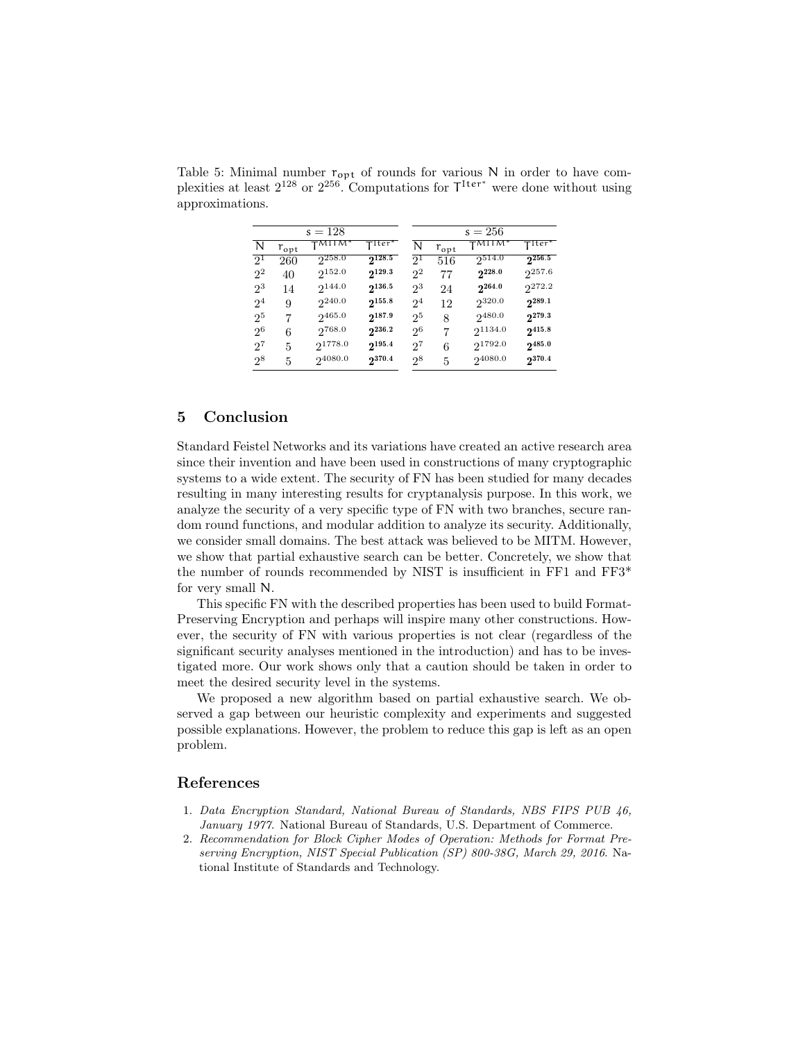Table 5: Minimal number $\mathsf{r_{opt}}$ of rounds for various $\mathsf{N}$ in order to have complexities at least $2^{128}$ or $2^{256}$. Computations for $\mathsf{T}^{\mathsf{Iter}^*}$ were done without using approximations.

| $s = 128$ | | | | $s = 256$ | | | |
|---|---|---|---|---|---|---|---|
| N | $r_{opt}$ | $T^{MITM^*}$ | $T^{Iter^*}$ | N | $r_{opt}$ | $T^{MITM^*}$ | $T^{Iter^*}$ |
| $2^1$ | 260 | $2^{258.0}$ | $\mathbf{2^{128.5}}$ | $2^1$ | 516 | $2^{514.0}$ | $\mathbf{2^{256.5}}$ |
| $2^2$ | 40 | $2^{152.0}$ | $\mathbf{2^{129.3}}$ | $2^2$ | 77 | $\mathbf{2^{228.0}}$ | $2^{257.6}$ |
| $2^3$ | 14 | $2^{144.0}$ | $\mathbf{2^{136.5}}$ | $2^3$ | 24 | $\mathbf{2^{264.0}}$ | $2^{272.2}$ |
| $2^4$ | 9 | $2^{240.0}$ | $\mathbf{2^{155.8}}$ | $2^4$ | 12 | $2^{320.0}$ | $\mathbf{2^{289.1}}$ |
| $2^5$ | 7 | $2^{465.0}$ | $\mathbf{2^{187.9}}$ | $2^5$ | 8 | $2^{480.0}$ | $\mathbf{2^{279.3}}$ |
| $2^6$ | 6 | $2^{768.0}$ | $\mathbf{2^{236.2}}$ | $2^6$ | 7 | $2^{1134.0}$ | $\mathbf{2^{415.8}}$ |
| $2^7$ | 5 | $2^{1778.0}$ | $\mathbf{2^{195.4}}$ | $2^7$ | 6 | $2^{1792.0}$ | $\mathbf{2^{485.0}}$ |
| $2^8$ | 5 | $2^{4080.0}$ | $\mathbf{2^{370.4}}$ | $2^8$ | 5 | $2^{4080.0}$ | $\mathbf{2^{370.4}}$ |

## 5 Conclusion

Standard Feistel Networks and its variations have created an active research area since their invention and have been used in constructions of many cryptographic systems to a wide extent. The security of FN has been studied for many decades resulting in many interesting results for cryptanalysis purpose. In this work, we analyze the security of a very specific type of FN with two branches, secure random round functions, and modular addition to analyze its security. Additionally, we consider small domains. The best attack was believed to be MITM. However, we show that partial exhaustive search can be better. Concretely, we show that the number of rounds recommended by NIST is insufficient in FF1 and FF3* for very small N.

This specific FN with the described properties has been used to build Format-Preserving Encryption and perhaps will inspire many other constructions. However, the security of FN with various properties is not clear (regardless of the significant security analyses mentioned in the introduction) and has to be investigated more. Our work shows only that a caution should be taken in order to meet the desired security level in the systems.

We proposed a new algorithm based on partial exhaustive search. We observed a gap between our heuristic complexity and experiments and suggested possible explanations. However, the problem to reduce this gap is left as an open problem.

## References

1. *Data Encryption Standard, National Bureau of Standards, NBS FIPS PUB 46, January 1977.* National Bureau of Standards, U.S. Department of Commerce.
2. *Recommendation for Block Cipher Modes of Operation: Methods for Format Preserving Encryption, NIST Special Publication (SP) 800-38G, March 29, 2016.* National Institute of Standards and Technology.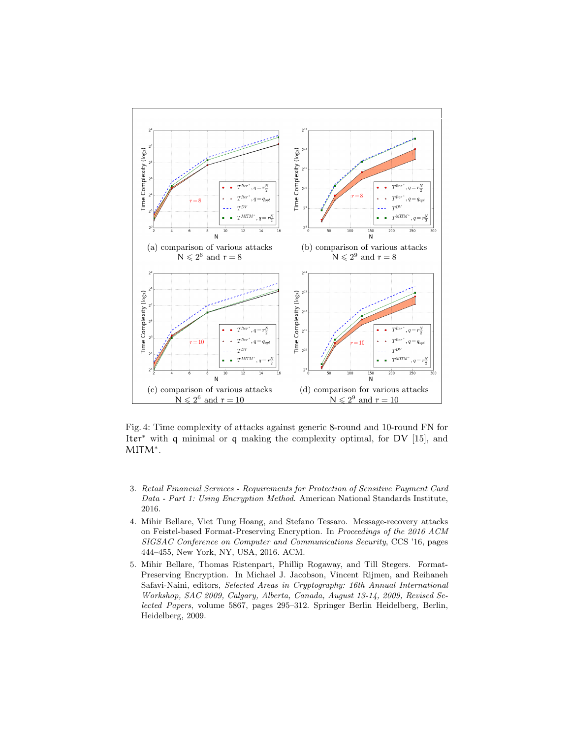(a) comparison of various attacks $N \leqslant 2^6$ and $r = 8$

(b) comparison of various attacks $N \leqslant 2^9$ and $r = 8$

(c) comparison of various attacks $N \leqslant 2^6$ and $r = 10$

(d) comparison for various attacks $N \leqslant 2^9$ and $r = 10$

Fig. 4: Time complexity of attacks against generic 8-round and 10-round FN for $\mathsf{Iter}^*$ with $q$ minimal or $q$ making the complexity optimal, for DV [15], and $\mathsf{MITM}^*$.

3. *Retail Financial Services - Requirements for Protection of Sensitive Payment Card Data - Part 1: Using Encryption Method.* American National Standards Institute, 2016.
4. Mihir Bellare, Viet Tung Hoang, and Stefano Tessaro. Message-recovery attacks on Feistel-based Format-Preserving Encryption. In *Proceedings of the 2016 ACM SIGSAC Conference on Computer and Communications Security*, CCS '16, pages 444–455, New York, NY, USA, 2016. ACM.
5. Mihir Bellare, Thomas Ristenpart, Phillip Rogaway, and Till Stegers. Format-Preserving Encryption. In Michael J. Jacobson, Vincent Rijmen, and Reihaneh Safavi-Naini, editors, *Selected Areas in Cryptography: 16th Annual International Workshop, SAC 2009, Calgary, Alberta, Canada, August 13-14, 2009, Revised Selected Papers*, volume 5867, pages 295–312. Springer Berlin Heidelberg, Berlin, Heidelberg, 2009.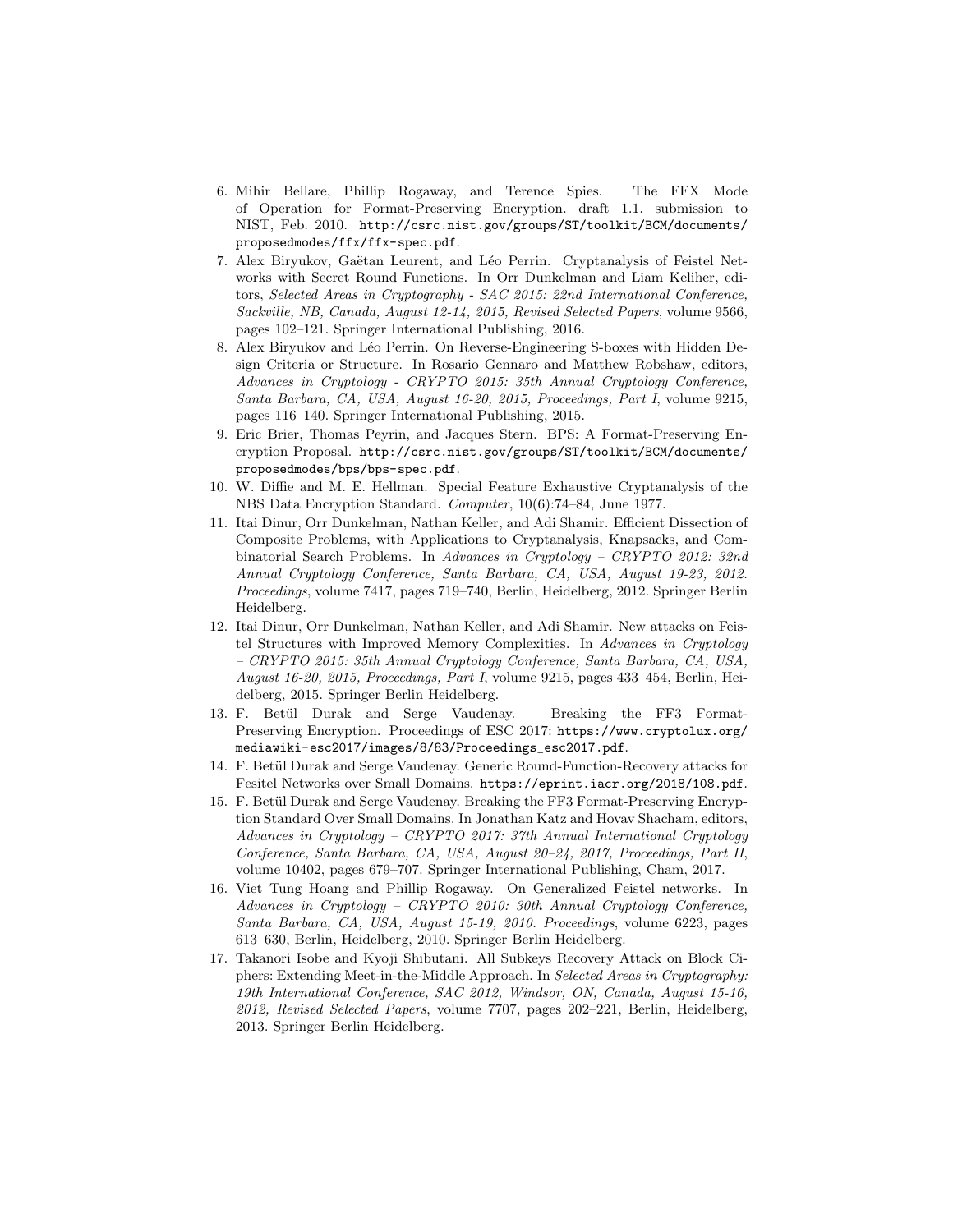6. Mihir Bellare, Phillip Rogaway, and Terence Spies. The FFX Mode of Operation for Format-Preserving Encryption. draft 1.1. submission to NIST, Feb. 2010. `http://csrc.nist.gov/groups/ST/toolkit/BCM/documents/proposedmodes/ffx/ffx-spec.pdf`.
7. Alex Biryukov, Gaëtan Leurent, and Léo Perrin. Cryptanalysis of Feistel Networks with Secret Round Functions. In Orr Dunkelman and Liam Keliher, editors, *Selected Areas in Cryptography - SAC 2015: 22nd International Conference, Sackville, NB, Canada, August 12-14, 2015, Revised Selected Papers*, volume 9566, pages 102–121. Springer International Publishing, 2016.
8. Alex Biryukov and Léo Perrin. On Reverse-Engineering S-boxes with Hidden Design Criteria or Structure. In Rosario Gennaro and Matthew Robshaw, editors, *Advances in Cryptology - CRYPTO 2015: 35th Annual Cryptology Conference, Santa Barbara, CA, USA, August 16-20, 2015, Proceedings, Part I*, volume 9215, pages 116–140. Springer International Publishing, 2015.
9. Eric Brier, Thomas Peyrin, and Jacques Stern. BPS: A Format-Preserving Encryption Proposal. `http://csrc.nist.gov/groups/ST/toolkit/BCM/documents/proposedmodes/bps/bps-spec.pdf`.
10. W. Diffie and M. E. Hellman. Special Feature Exhaustive Cryptanalysis of the NBS Data Encryption Standard. *Computer*, 10(6):74–84, June 1977.
11. Itai Dinur, Orr Dunkelman, Nathan Keller, and Adi Shamir. Efficient Dissection of Composite Problems, with Applications to Cryptanalysis, Knapsacks, and Combinatorial Search Problems. In *Advances in Cryptology – CRYPTO 2012: 32nd Annual Cryptology Conference, Santa Barbara, CA, USA, August 19-23, 2012. Proceedings*, volume 7417, pages 719–740, Berlin, Heidelberg, 2012. Springer Berlin Heidelberg.
12. Itai Dinur, Orr Dunkelman, Nathan Keller, and Adi Shamir. New attacks on Feistel Structures with Improved Memory Complexities. In *Advances in Cryptology – CRYPTO 2015: 35th Annual Cryptology Conference, Santa Barbara, CA, USA, August 16-20, 2015, Proceedings, Part I*, volume 9215, pages 433–454, Berlin, Heidelberg, 2015. Springer Berlin Heidelberg.
13. F. Betül Durak and Serge Vaudenay. Breaking the FF3 Format-Preserving Encryption. Proceedings of ESC 2017: `https://www.cryptolux.org/mediawiki-esc2017/images/8/83/Proceedings_esc2017.pdf`.
14. F. Betül Durak and Serge Vaudenay. Generic Round-Function-Recovery attacks for Fesitel Networks over Small Domains. `https://eprint.iacr.org/2018/108.pdf`.
15. F. Betül Durak and Serge Vaudenay. Breaking the FF3 Format-Preserving Encryption Standard Over Small Domains. In Jonathan Katz and Hovav Shacham, editors, *Advances in Cryptology – CRYPTO 2017: 37th Annual International Cryptology Conference, Santa Barbara, CA, USA, August 20–24, 2017, Proceedings, Part II*, volume 10402, pages 679–707. Springer International Publishing, Cham, 2017.
16. Viet Tung Hoang and Phillip Rogaway. On Generalized Feistel networks. In *Advances in Cryptology – CRYPTO 2010: 30th Annual Cryptology Conference, Santa Barbara, CA, USA, August 15-19, 2010. Proceedings*, volume 6223, pages 613–630, Berlin, Heidelberg, 2010. Springer Berlin Heidelberg.
17. Takanori Isobe and Kyoji Shibutani. All Subkeys Recovery Attack on Block Ciphers: Extending Meet-in-the-Middle Approach. In *Selected Areas in Cryptography: 19th International Conference, SAC 2012, Windsor, ON, Canada, August 15-16, 2012, Revised Selected Papers*, volume 7707, pages 202–221, Berlin, Heidelberg, 2013. Springer Berlin Heidelberg.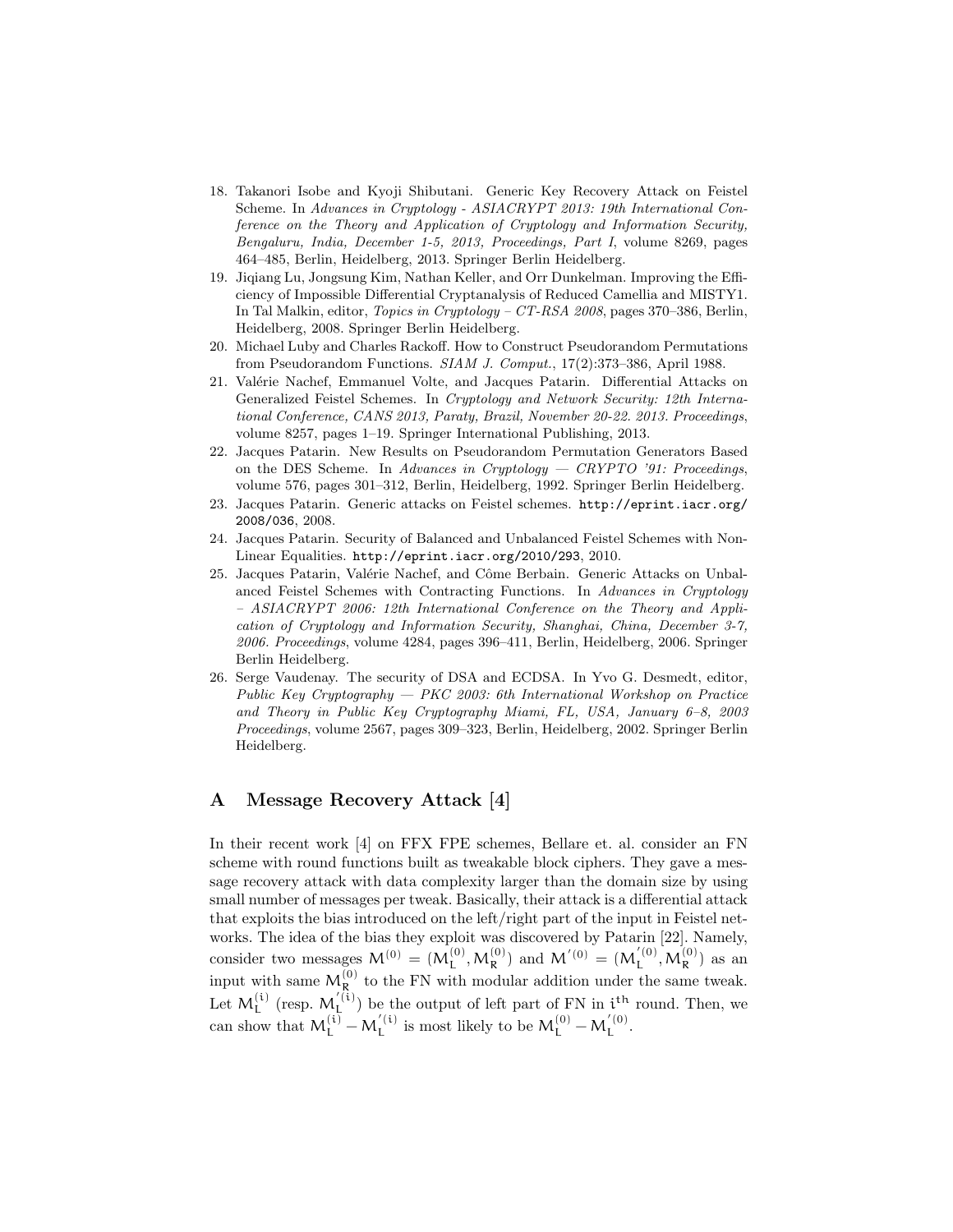18. Takanori Isobe and Kyoji Shibutani. Generic Key Recovery Attack on Feistel Scheme. In *Advances in Cryptology - ASIACRYPT 2013: 19th International Conference on the Theory and Application of Cryptology and Information Security, Bengaluru, India, December 1-5, 2013, Proceedings, Part I*, volume 8269, pages 464–485, Berlin, Heidelberg, 2013. Springer Berlin Heidelberg.
19. Jiqiang Lu, Jongsung Kim, Nathan Keller, and Orr Dunkelman. Improving the Efficiency of Impossible Differential Cryptanalysis of Reduced Camellia and MISTY1. In Tal Malkin, editor, *Topics in Cryptology – CT-RSA 2008*, pages 370–386, Berlin, Heidelberg, 2008. Springer Berlin Heidelberg.
20. Michael Luby and Charles Rackoff. How to Construct Pseudorandom Permutations from Pseudorandom Functions. *SIAM J. Comput.*, 17(2):373–386, April 1988.
21. Valérie Nachef, Emmanuel Volte, and Jacques Patarin. Differential Attacks on Generalized Feistel Schemes. In *Cryptology and Network Security: 12th International Conference, CANS 2013, Paraty, Brazil, November 20-22. 2013. Proceedings*, volume 8257, pages 1–19. Springer International Publishing, 2013.
22. Jacques Patarin. New Results on Pseudorandom Permutation Generators Based on the DES Scheme. In *Advances in Cryptology — CRYPTO '91: Proceedings*, volume 576, pages 301–312, Berlin, Heidelberg, 1992. Springer Berlin Heidelberg.
23. Jacques Patarin. Generic attacks on Feistel schemes. `http://eprint.iacr.org/2008/036`, 2008.
24. Jacques Patarin. Security of Balanced and Unbalanced Feistel Schemes with Non-Linear Equalities. `http://eprint.iacr.org/2010/293`, 2010.
25. Jacques Patarin, Valérie Nachef, and Côme Berbain. Generic Attacks on Unbalanced Feistel Schemes with Contracting Functions. In *Advances in Cryptology – ASIACRYPT 2006: 12th International Conference on the Theory and Application of Cryptology and Information Security, Shanghai, China, December 3-7, 2006. Proceedings*, volume 4284, pages 396–411, Berlin, Heidelberg, 2006. Springer Berlin Heidelberg.
26. Serge Vaudenay. The security of DSA and ECDSA. In Yvo G. Desmedt, editor, *Public Key Cryptography — PKC 2003: 6th International Workshop on Practice and Theory in Public Key Cryptography Miami, FL, USA, January 6–8, 2003 Proceedings*, volume 2567, pages 309–323, Berlin, Heidelberg, 2002. Springer Berlin Heidelberg.

# A Message Recovery Attack [4]

In their recent work [4] on FFX FPE schemes, Bellare et. al. consider an FN scheme with round functions built as tweakable block ciphers. They gave a message recovery attack with data complexity larger than the domain size by using small number of messages per tweak. Basically, their attack is a differential attack that exploits the bias introduced on the left/right part of the input in Feistel networks. The idea of the bias they exploit was discovered by Patarin [22]. Namely, consider two messages $\mathsf{M}^{(0)} = (\mathsf{M}_\mathsf{L}^{(0)}, \mathsf{M}_\mathsf{R}^{(0)})$ and $\mathsf{M}'^{(0)} = (\mathsf{M}_\mathsf{L}'^{(0)}, \mathsf{M}_\mathsf{R}^{(0)})$ as an input with same $\mathsf{M}_\mathsf{R}^{(0)}$ to the FN with modular addition under the same tweak. Let $\mathsf{M}_\mathsf{L}^{(i)}$ (resp. $\mathsf{M}_\mathsf{L}'^{(i)}$) be the output of left part of FN in $\mathsf{i}^{\mathsf{th}}$ round. Then, we can show that $\mathsf{M}_\mathsf{L}^{(i)} - \mathsf{M}_\mathsf{L}'^{(i)}$ is most likely to be $\mathsf{M}_\mathsf{L}^{(0)} - \mathsf{M}_\mathsf{L}'^{(0)}$.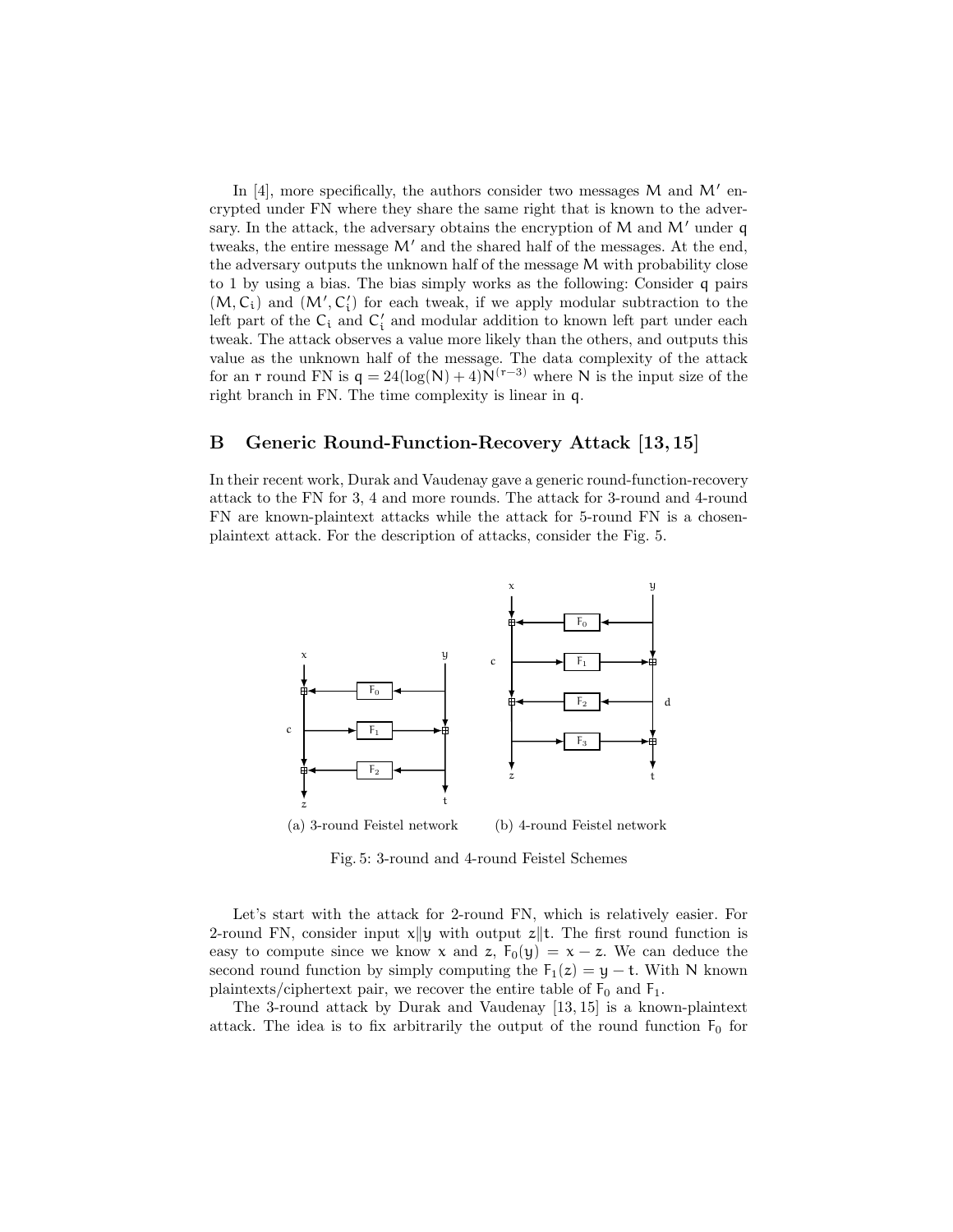In [4], more specifically, the authors consider two messages $M$ and $M'$ encrypted under FN where they share the same right that is known to the adversary. In the attack, the adversary obtains the encryption of $M$ and $M'$ under $q$ tweaks, the entire message $M'$ and the shared half of the messages. At the end, the adversary outputs the unknown half of the message $M$ with probability close to 1 by using a bias. The bias simply works as the following: Consider $q$ pairs $(M, C_i)$ and $(M', C'_i)$ for each tweak, if we apply modular subtraction to the left part of the $C_i$ and $C'_i$ and modular addition to known left part under each tweak. The attack observes a value more likely than the others, and outputs this value as the unknown half of the message. The data complexity of the attack for an $r$ round FN is $q = 24(\log(N) + 4)N^{(r-3)}$ where $N$ is the input size of the right branch in FN. The time complexity is linear in $q$.

## B Generic Round-Function-Recovery Attack [13, 15]

In their recent work, Durak and Vaudenay gave a generic round-function-recovery attack to the FN for 3, 4 and more rounds. The attack for 3-round and 4-round FN are known-plaintext attacks while the attack for 5-round FN is a chosen-plaintext attack. For the description of attacks, consider the Fig. 5.

(a) 3-round Feistel network (b) 4-round Feistel network

Fig. 5: 3-round and 4-round Feistel Schemes

Let's start with the attack for 2-round FN, which is relatively easier. For 2-round FN, consider input $x\|y$ with output $z\|t$. The first round function is easy to compute since we know $x$ and $z$, $F_0(y) = x - z$. We can deduce the second round function by simply computing the $F_1(z) = y - t$. With $N$ known plaintexts/ciphertext pair, we recover the entire table of $F_0$ and $F_1$.

The 3-round attack by Durak and Vaudenay [13, 15] is a known-plaintext attack. The idea is to fix arbitrarily the output of the round function $F_0$ for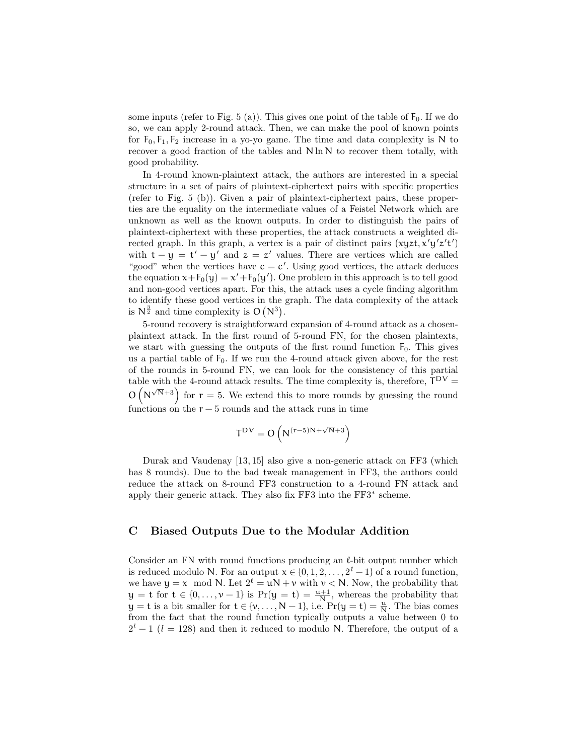some inputs (refer to Fig. 5 (a)). This gives one point of the table of $F_0$. If we do so, we can apply 2-round attack. Then, we can make the pool of known points for $F_0, F_1, F_2$ increase in a yo-yo game. The time and data complexity is $N$ to recover a good fraction of the tables and $N \ln N$ to recover them totally, with good probability.

In 4-round known-plaintext attack, the authors are interested in a special structure in a set of pairs of plaintext-ciphertext pairs with specific properties (refer to Fig. 5 (b)). Given a pair of plaintext-ciphertext pairs, these properties are the equality on the intermediate values of a Feistel Network which are unknown as well as the known outputs. In order to distinguish the pairs of plaintext-ciphertext with these properties, the attack constructs a weighted directed graph. In this graph, a vertex is a pair of distinct pairs $(xyzt, x'y'z't')$ with $t - y = t' - y'$ and $z = z'$ values. There are vertices which are called "good" when the vertices have $c = c'$. Using good vertices, the attack deduces the equation $x + F_0(y) = x' + F_0(y')$. One problem in this approach is to tell good and non-good vertices apart. For this, the attack uses a cycle finding algorithm to identify these good vertices in the graph. The data complexity of the attack is $N^{\frac{3}{2}}$ and time complexity is $O\left(N^3\right)$.

5-round recovery is straightforward expansion of 4-round attack as a chosen-plaintext attack. In the first round of 5-round FN, for the chosen plaintexts, we start with guessing the outputs of the first round function $F_0$. This gives us a partial table of $F_0$. If we run the 4-round attack given above, for the rest of the rounds in 5-round FN, we can look for the consistency of this partial table with the 4-round attack results. The time complexity is, therefore, $T^{DV} = O\left(N^{\sqrt{N}+3}\right)$ for $r = 5$. We extend this to more rounds by guessing the round functions on the $r - 5$ rounds and the attack runs in time

$$T^{DV} = O\left(N^{(r-5)N+\sqrt{N}+3}\right)$$

Durak and Vaudenay [13, 15] also give a non-generic attack on FF3 (which has 8 rounds). Due to the bad tweak management in FF3, the authors could reduce the attack on 8-round FF3 construction to a 4-round FN attack and apply their generic attack. They also fix FF3 into the FF3* scheme.

## C Biased Outputs Due to the Modular Addition

Consider an FN with round functions producing an $\ell$-bit output number which is reduced modulo $N$. For an output $x \in \{0, 1, 2, \dots, 2^\ell - 1\}$ of a round function, we have $y = x \mod N$. Let $2^\ell = uN + v$ with $v < N$. Now, the probability that $y = t$ for $t \in \{0, \dots, v-1\}$ is $\Pr(y = t) = \frac{u+1}{N}$, whereas the probability that $y = t$ is a bit smaller for $t \in \{v, \dots, N-1\}$, i.e. $\Pr(y = t) = \frac{u}{N}$. The bias comes from the fact that the round function typically outputs a value between 0 to $2^l - 1$ ($l = 128$) and then it reduced to modulo $N$. Therefore, the output of a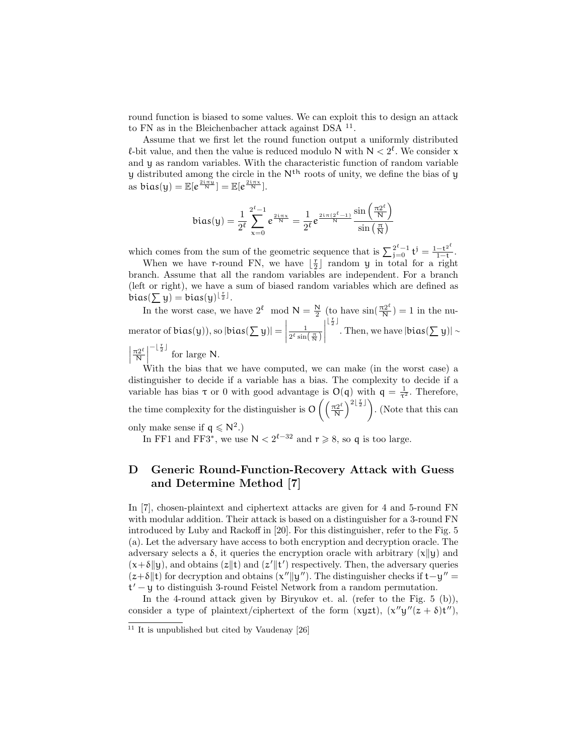round function is biased to some values. We can exploit this to design an attack to FN as in the Bleichenbacher attack against DSA [11].

Assume that we first let the round function output a uniformly distributed $\ell$-bit value, and then the value is reduced modulo $N$ with $N < 2^\ell$. We consider $x$ and $y$ as random variables. With the characteristic function of random variable $y$ distributed among the circle in the $N^{\text{th}}$ roots of unity, we define the bias of $y$ as $\mathsf{bias}(y) = \mathbb{E}[e^{\frac{2i\pi y}{N}}] = \mathbb{E}[e^{\frac{2i\pi x}{N}}]$.

$$\mathsf{bias}(y) = \frac{1}{2^\ell}\sum_{x=0}^{2^\ell - 1} e^{\frac{2i\pi x}{N}} = \frac{1}{2^\ell} e^{\frac{2i\pi(2^\ell - 1)}{N}} \frac{\sin\left(\frac{\pi 2^\ell}{N}\right)}{\sin\left(\frac{\pi}{N}\right)}$$

which comes from the sum of the geometric sequence that is $\sum_{j=0}^{2^\ell-1} t^j = \frac{1-t^{2^\ell}}{1-t}$.

When we have $r$-round FN, we have $\lfloor \frac{r}{2} \rfloor$ random $y$ in total for a right branch. Assume that all the random variables are independent. For a branch (left or right), we have a sum of biased random variables which are defined as $\mathsf{bias}(\sum y) = \mathsf{bias}(y)^{\lfloor \frac{r}{2} \rfloor}$.

In the worst case, we have $2^\ell \mod N = \frac{N}{2}$ (to have $\sin(\frac{\pi 2^\ell}{N}) = 1$ in the numerator of $\mathsf{bias}(y)$), so $|\mathsf{bias}(\sum y)| = \left| \frac{1}{2^\ell \sin\left(\frac{\pi}{N}\right)} \right|^{\lfloor \frac{r}{2} \rfloor}$. Then, we have $|\mathsf{bias}(\sum y)| \sim \left| \frac{\pi 2^\ell}{N} \right|^{-\lfloor \frac{r}{2} \rfloor}$ for large $N$.

With the bias that we have computed, we can make (in the worst case) a distinguisher to decide if a variable has a bias. The complexity to decide if a variable has bias $\tau$ or 0 with good advantage is $O(q)$ with $q = \frac{1}{\tau^2}$. Therefore, the time complexity for the distinguisher is $O\left(\left(\frac{\pi 2^\ell}{N}\right)^{2\lfloor \frac{r}{2} \rfloor}\right)$. (Note that this can only make sense if $q \leqslant N^2$.)

In FF1 and FF3*, we use $N < 2^{\ell - 32}$ and $r \geqslant 8$, so $q$ is too large.

## D Generic Round-Function-Recovery Attack with Guess and Determine Method [7]

In [7], chosen-plaintext and ciphertext attacks are given for 4 and 5-round FN with modular addition. Their attack is based on a distinguisher for a 3-round FN introduced by Luby and Rackoff in [20]. For this distinguisher, refer to the Fig. 5 (a). Let the adversary have access to both encryption and decryption oracle. The adversary selects a $\delta$, it queries the encryption oracle with arbitrary $(x\|y)$ and $(x+\delta\|y)$, and obtains $(z\|t)$ and $(z'\|t')$ respectively. Then, the adversary queries $(z+\delta\|t)$ for decryption and obtains $(x''\|y'')$. The distinguisher checks if $t - y'' = t' - y$ to distinguish 3-round Feistel Network from a random permutation.

In the 4-round attack given by Biryukov et. al. (refer to the Fig. 5 (b)), consider a type of plaintext/ciphertext of the form $(xyzt)$, $(x''y''(z+\delta)t'')$,

[11] It is unpublished but cited by Vaudenay [26]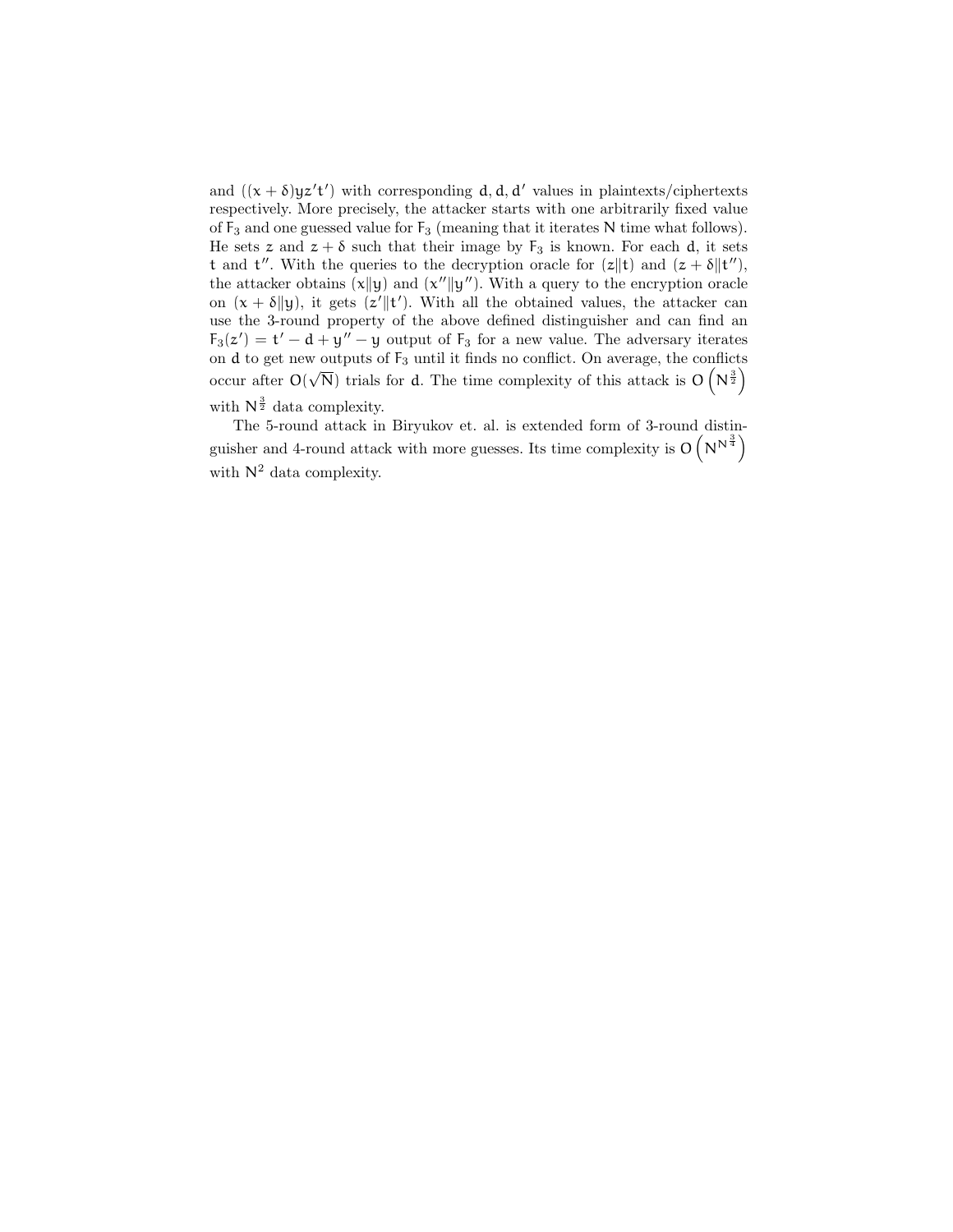and $((x + \delta)yz't')$ with corresponding $d, d, d'$ values in plaintexts/ciphertexts respectively. More precisely, the attacker starts with one arbitrarily fixed value of $F_3$ and one guessed value for $F_3$ (meaning that it iterates $N$ time what follows). He sets $z$ and $z + \delta$ such that their image by $F_3$ is known. For each $d$, it sets $t$ and $t''$. With the queries to the decryption oracle for $(z \| t)$ and $(z + \delta \| t'')$, the attacker obtains $(x \| y)$ and $(x'' \| y'')$. With a query to the encryption oracle on $(x + \delta \| y)$, it gets $(z' \| t')$. With all the obtained values, the attacker can use the 3-round property of the above defined distinguisher and can find an $F_3(z') = t' - d + y'' - y$ output of $F_3$ for a new value. The adversary iterates on $d$ to get new outputs of $F_3$ until it finds no conflict. On average, the conflicts occur after $O(\sqrt{N})$ trials for $d$. The time complexity of this attack is $O\left(N^{\frac{3}{2}}\right)$ with $N^{\frac{3}{2}}$ data complexity.

The 5-round attack in Biryukov et. al. is extended form of 3-round distinguisher and 4-round attack with more guesses. Its time complexity is $O\left(N^{N^{\frac{3}{4}}}\right)$ with $N^2$ data complexity.